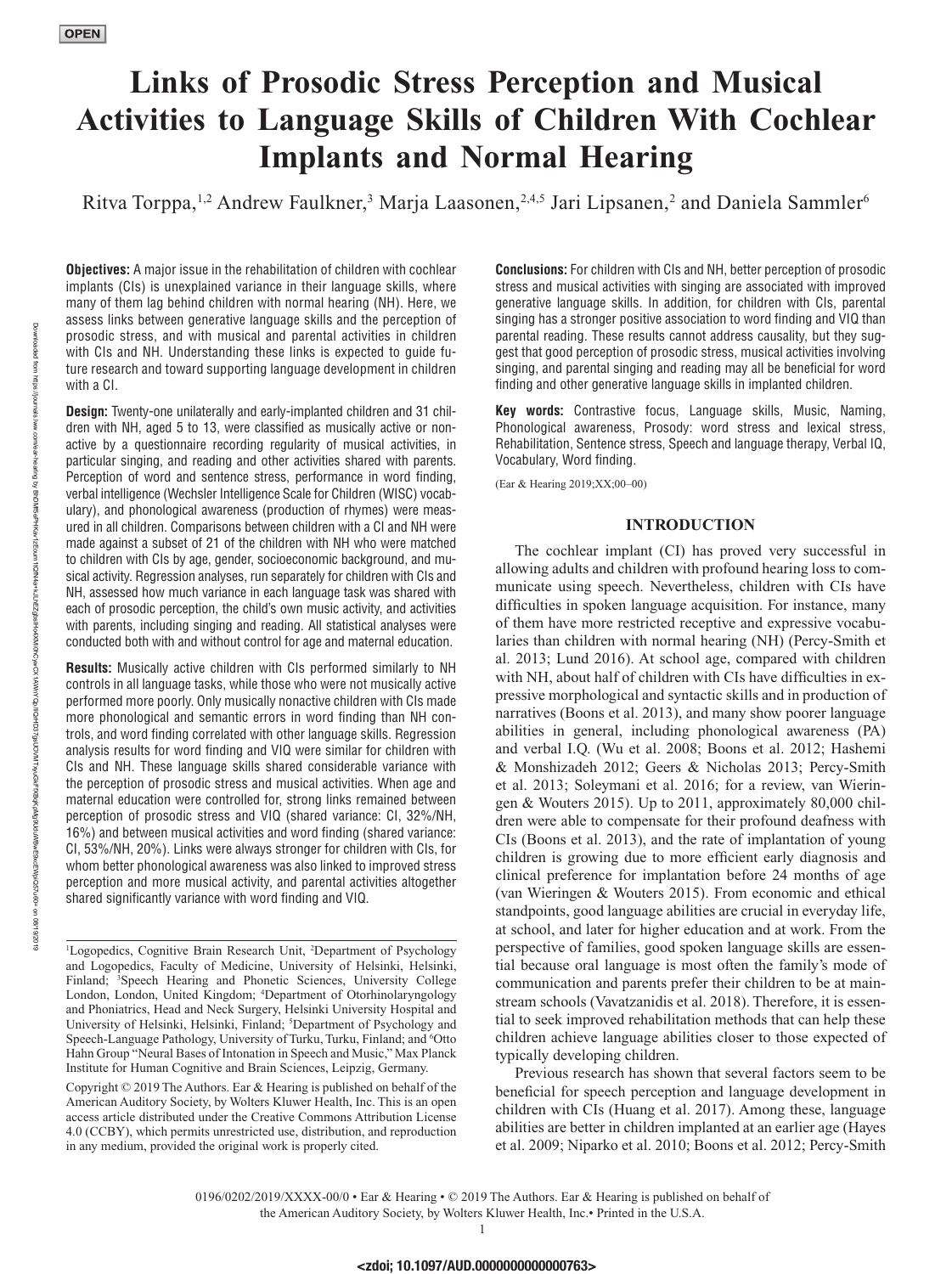**OPEN**

# Links of Prosodic Stress Perception and Musical Activities to Language Skills of Children With Cochlear Implants and Normal Hearing

Ritva Torppa,[1,2] Andrew Faulkner,[3] Marja Laasonen,[2,4,5] Jari Lipsanen,[2] and Daniela Sammler[6]

**Objectives:** A major issue in the rehabilitation of children with cochlear implants (CIs) is unexplained variance in their language skills, where many of them lag behind children with normal hearing (NH). Here, we assess links between generative language skills and the perception of prosodic stress, and with musical and parental activities in children with CIs and NH. Understanding these links is expected to guide future research and toward supporting language development in children with a CI.

**Design:** Twenty-one unilaterally and early-implanted children and 31 children with NH, aged 5 to 13, were classified as musically active or nonactive by a questionnaire recording regularity of musical activities, in particular singing, and reading and other activities shared with parents. Perception of word and sentence stress, performance in word finding, verbal intelligence (Wechsler Intelligence Scale for Children (WISC) vocabulary), and phonological awareness (production of rhymes) were measured in all children. Comparisons between children with a CI and NH were made against a subset of 21 of the children with NH who were matched to children with CIs by age, gender, socioeconomic background, and musical activity. Regression analyses, run separately for children with CIs and NH, assessed how much variance in each language task was shared with each of prosodic perception, the child's own music activity, and activities with parents, including singing and reading. All statistical analyses were conducted both with and without control for age and maternal education.

**Results:** Musically active children with CIs performed similarly to NH controls in all language tasks, while those who were not musically active performed more poorly. Only musically nonactive children with CIs made more phonological and semantic errors in word finding than NH controls, and word finding correlated with other language skills. Regression analysis results for word finding and VIQ were similar for children with CIs and NH. These language skills shared considerable variance with the perception of prosodic stress and musical activities. When age and maternal education were controlled for, strong links remained between perception of prosodic stress and VIQ (shared variance: CI, 32%/NH, 16%) and between musical activities and word finding (shared variance: CI, 53%/NH, 20%). Links were always stronger for children with CIs, for whom better phonological awareness was also linked to improved stress perception and more musical activity, and parental activities altogether shared significantly variance with word finding and VIQ.

**Conclusions:** For children with CIs and NH, better perception of prosodic stress and musical activities with singing are associated with improved generative language skills. In addition, for children with CIs, parental singing has a stronger positive association to word finding and VIQ than parental reading. These results cannot address causality, but they suggest that good perception of prosodic stress, musical activities involving singing, and parental singing and reading may all be beneficial for word finding and other generative language skills in implanted children.

**Key words:** Contrastive focus, Language skills, Music, Naming, Phonological awareness, Prosody: word stress and lexical stress, Rehabilitation, Sentence stress, Speech and language therapy, Verbal IQ, Vocabulary, Word finding.

(Ear & Hearing 2019;XX;00–00)

## INTRODUCTION

The cochlear implant (CI) has proved very successful in allowing adults and children with profound hearing loss to communicate using speech. Nevertheless, children with CIs have difficulties in spoken language acquisition. For instance, many of them have more restricted receptive and expressive vocabularies than children with normal hearing (NH) (Percy-Smith et al. 2013; Lund 2016). At school age, compared with children with NH, about half of children with CIs have difficulties in expressive morphological and syntactic skills and in production of narratives (Boons et al. 2013), and many show poorer language abilities in general, including phonological awareness (PA) and verbal I.Q. (Wu et al. 2008; Boons et al. 2012; Hashemi & Monshizadeh 2012; Geers & Nicholas 2013; Percy-Smith et al. 2013; Soleymani et al. 2016; for a review, van Wieringen & Wouters 2015). Up to 2011, approximately 80,000 children were able to compensate for their profound deafness with CIs (Boons et al. 2013), and the rate of implantation of young children is growing due to more efficient early diagnosis and clinical preference for implantation before 24 months of age (van Wieringen & Wouters 2015). From economic and ethical standpoints, good language abilities are crucial in everyday life, at school, and later for higher education and at work. From the perspective of families, good spoken language skills are essential because oral language is most often the family's mode of communication and parents prefer their children to be at mainstream schools (Vavatzanidis et al. 2018). Therefore, it is essential to seek improved rehabilitation methods that can help these children achieve language abilities closer to those expected of typically developing children.

Previous research has shown that several factors seem to be beneficial for speech perception and language development in children with CIs (Huang et al. 2017). Among these, language abilities are better in children implanted at an earlier age (Hayes et al. 2009; Niparko et al. 2010; Boons et al. 2012; Percy-Smith

---

[1]Logopedics, Cognitive Brain Research Unit, [2]Department of Psychology and Logopedics, Faculty of Medicine, University of Helsinki, Helsinki, Finland; [3]Speech Hearing and Phonetic Sciences, University College London, London, United Kingdom; [4]Department of Otorhinolaryngology and Phoniatrics, Head and Neck Surgery, Helsinki University Hospital and University of Helsinki, Helsinki, Finland; [5]Department of Psychology and Speech-Language Pathology, University of Turku, Turku, Finland; and [6]Otto Hahn Group "Neural Bases of Intonation in Speech and Music," Max Planck Institute for Human Cognitive and Brain Sciences, Leipzig, Germany.

Copyright © 2019 The Authors. Ear & Hearing is published on behalf of the American Auditory Society, by Wolters Kluwer Health, Inc. This is an open access article distributed under the Creative Commons Attribution License 4.0 (CCBY), which permits unrestricted use, distribution, and reproduction in any medium, provided the original work is properly cited.

0196/0202/2019/XXXX-00/0 • Ear & Hearing • © 2019 The Authors. Ear & Hearing is published on behalf of the American Auditory Society, by Wolters Kluwer Health, Inc.• Printed in the U.S.A.

<zdoi; 10.1097/AUD.0000000000000763>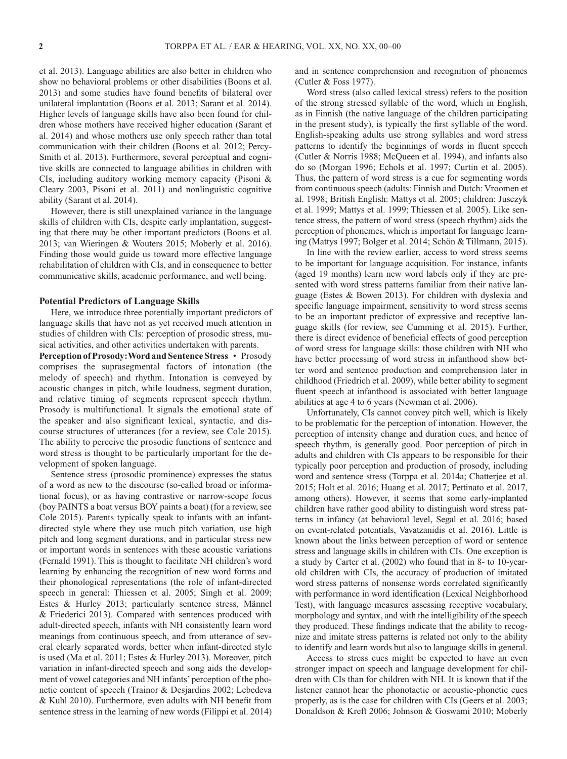et al. 2013). Language abilities are also better in children who show no behavioral problems or other disabilities (Boons et al. 2013) and some studies have found benefits of bilateral over unilateral implantation (Boons et al. 2013; Sarant et al. 2014). Higher levels of language skills have also been found for children whose mothers have received higher education (Sarant et al. 2014) and whose mothers use only speech rather than total communication with their children (Boons et al. 2012; Percy-Smith et al. 2013). Furthermore, several perceptual and cognitive skills are connected to language abilities in children with CIs, including auditory working memory capacity (Pisoni & Cleary 2003, Pisoni et al. 2011) and nonlinguistic cognitive ability (Sarant et al. 2014).

However, there is still unexplained variance in the language skills of children with CIs, despite early implantation, suggesting that there may be other important predictors (Boons et al. 2013; van Wieringen & Wouters 2015; Moberly et al. 2016). Finding those would guide us toward more effective language rehabilitation of children with CIs, and in consequence to better communicative skills, academic performance, and well being.

## Potential Predictors of Language Skills

Here, we introduce three potentially important predictors of language skills that have not as yet received much attention in studies of children with CIs: perception of prosodic stress, musical activities, and other activities undertaken with parents.

**Perception of Prosody: Word and Sentence Stress** • Prosody comprises the suprasegmental factors of intonation (the melody of speech) and rhythm. Intonation is conveyed by acoustic changes in pitch, while loudness, segment duration, and relative timing of segments represent speech rhythm. Prosody is multifunctional. It signals the emotional state of the speaker and also significant lexical, syntactic, and discourse structures of utterances (for a review, see Cole 2015). The ability to perceive the prosodic functions of sentence and word stress is thought to be particularly important for the development of spoken language.

Sentence stress (prosodic prominence) expresses the status of a word as new to the discourse (so-called broad or informational focus), or as having contrastive or narrow-scope focus (boy PAINTS a boat versus BOY paints a boat) (for a review, see Cole 2015). Parents typically speak to infants with an infant-directed style where they use much pitch variation, use high pitch and long segment durations, and in particular stress new or important words in sentences with these acoustic variations (Fernald 1991). This is thought to facilitate NH children's word learning by enhancing the recognition of new word forms and their phonological representations (the role of infant-directed speech in general: Thiessen et al. 2005; Singh et al. 2009; Estes & Hurley 2013; particularly sentence stress, Männel & Friederici 2013). Compared with sentences produced with adult-directed speech, infants with NH consistently learn word meanings from continuous speech, and from utterance of several clearly separated words, better when infant-directed style is used (Ma et al. 2011; Estes & Hurley 2013). Moreover, pitch variation in infant-directed speech and song aids the development of vowel categories and NH infants' perception of the phonetic content of speech (Trainor & Desjardins 2002; Lebedeva & Kuhl 2010). Furthermore, even adults with NH benefit from sentence stress in the learning of new words (Filippi et al. 2014) and in sentence comprehension and recognition of phonemes (Cutler & Foss 1977).

Word stress (also called lexical stress) refers to the position of the strong stressed syllable of the word, which in English, as in Finnish (the native language of the children participating in the present study), is typically the first syllable of the word. English-speaking adults use strong syllables and word stress patterns to identify the beginnings of words in fluent speech (Cutler & Norris 1988; McQueen et al. 1994), and infants also do so (Morgan 1996; Echols et al. 1997; Curtin et al. 2005). Thus, the pattern of word stress is a cue for segmenting words from continuous speech (adults: Finnish and Dutch: Vroomen et al. 1998; British English: Mattys et al. 2005; children: Jusczyk et al. 1999; Mattys et al. 1999; Thiessen et al. 2005). Like sentence stress, the pattern of word stress (speech rhythm) aids the perception of phonemes, which is important for language learning (Mattys 1997; Bolger et al. 2014; Schön & Tillmann, 2015).

In line with the review earlier, access to word stress seems to be important for language acquisition. For instance, infants (aged 19 months) learn new word labels only if they are presented with word stress patterns familiar from their native language (Estes & Bowen 2013). For children with dyslexia and specific language impairment, sensitivity to word stress seems to be an important predictor of expressive and receptive language skills (for review, see Cumming et al. 2015). Further, there is direct evidence of beneficial effects of good perception of word stress for language skills: those children with NH who have better processing of word stress in infanthood show better word and sentence production and comprehension later in childhood (Friedrich et al. 2009), while better ability to segment fluent speech at infanthood is associated with better language abilities at age 4 to 6 years (Newman et al. 2006).

Unfortunately, CIs cannot convey pitch well, which is likely to be problematic for the perception of intonation. However, the perception of intensity change and duration cues, and hence of speech rhythm, is generally good. Poor perception of pitch in adults and children with CIs appears to be responsible for their typically poor perception and production of prosody, including word and sentence stress (Torppa et al. 2014a; Chatterjee et al. 2015; Holt et al. 2016; Huang et al. 2017; Pettinato et al. 2017, among others). However, it seems that some early-implanted children have rather good ability to distinguish word stress patterns in infancy (at behavioral level, Segal et al. 2016; based on event-related potentials, Vavatzanidis et al. 2016). Little is known about the links between perception of word or sentence stress and language skills in children with CIs. One exception is a study by Carter et al. (2002) who found that in 8- to 10-year-old children with CIs, the accuracy of production of imitated word stress patterns of nonsense words correlated significantly with performance in word identification (Lexical Neighborhood Test), with language measures assessing receptive vocabulary, morphology and syntax, and with the intelligibility of the speech they produced. These findings indicate that the ability to recognize and imitate stress patterns is related not only to the ability to identify and learn words but also to language skills in general.

Access to stress cues might be expected to have an even stronger impact on speech and language development for children with CIs than for children with NH. It is known that if the listener cannot hear the phonotactic or acoustic-phonetic cues properly, as is the case for children with CIs (Geers et al. 2003; Donaldson & Kreft 2006; Johnson & Goswami 2010; Moberly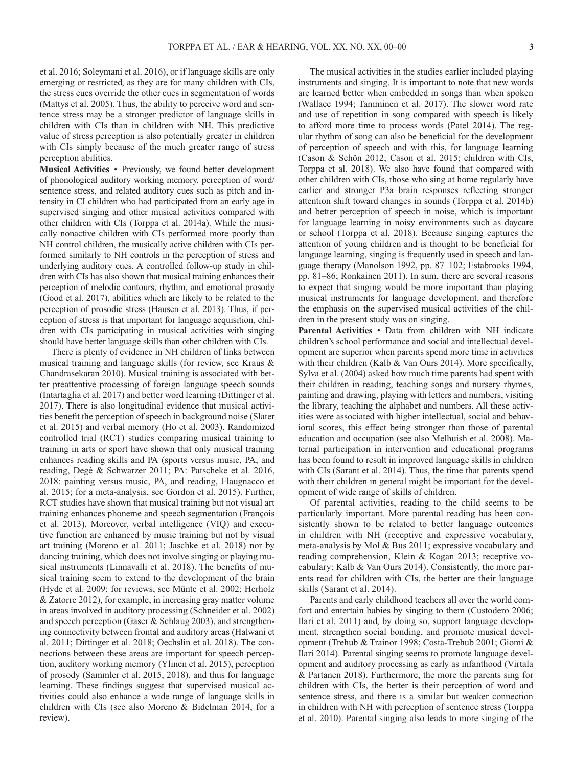et al. 2016; Soleymani et al. 2016), or if language skills are only emerging or restricted, as they are for many children with CIs, the stress cues override the other cues in segmentation of words (Mattys et al. 2005). Thus, the ability to perceive word and sentence stress may be a stronger predictor of language skills in children with CIs than in children with NH. This predictive value of stress perception is also potentially greater in children with CIs simply because of the much greater range of stress perception abilities.

**Musical Activities** • Previously, we found better development of phonological auditory working memory, perception of word/sentence stress, and related auditory cues such as pitch and intensity in CI children who had participated from an early age in supervised singing and other musical activities compared with other children with CIs (Torppa et al. 2014a). While the musically nonactive children with CIs performed more poorly than NH control children, the musically active children with CIs performed similarly to NH controls in the perception of stress and underlying auditory cues. A controlled follow-up study in children with CIs has also shown that musical training enhances their perception of melodic contours, rhythm, and emotional prosody (Good et al. 2017), abilities which are likely to be related to the perception of prosodic stress (Hausen et al. 2013). Thus, if perception of stress is that important for language acquisition, children with CIs participating in musical activities with singing should have better language skills than other children with CIs.

There is plenty of evidence in NH children of links between musical training and language skills (for review, see Kraus & Chandrasekaran 2010). Musical training is associated with better preattentive processing of foreign language speech sounds (Intartaglia et al. 2017) and better word learning (Dittinger et al. 2017). There is also longitudinal evidence that musical activities benefit the perception of speech in background noise (Slater et al. 2015) and verbal memory (Ho et al. 2003). Randomized controlled trial (RCT) studies comparing musical training to training in arts or sport have shown that only musical training enhances reading skills and PA (sports versus music, PA, and reading, Degé & Schwarzer 2011; PA: Patscheke et al. 2016, 2018: painting versus music, PA, and reading, Flaugnacco et al. 2015; for a meta-analysis, see Gordon et al. 2015). Further, RCT studies have shown that musical training but not visual art training enhances phoneme and speech segmentation (François et al. 2013). Moreover, verbal intelligence (VIQ) and executive function are enhanced by music training but not by visual art training (Moreno et al. 2011; Jaschke et al. 2018) nor by dancing training, which does not involve singing or playing musical instruments (Linnavalli et al. 2018). The benefits of musical training seem to extend to the development of the brain (Hyde et al. 2009; for reviews, see Münte et al. 2002; Herholz & Zatorre 2012), for example, in increasing gray matter volume in areas involved in auditory processing (Schneider et al. 2002) and speech perception (Gaser & Schlaug 2003), and strengthening connectivity between frontal and auditory areas (Halwani et al. 2011; Dittinger et al. 2018; Oechslin et al. 2018). The connections between these areas are important for speech perception, auditory working memory (Ylinen et al. 2015), perception of prosody (Sammler et al. 2015, 2018), and thus for language learning. These findings suggest that supervised musical activities could also enhance a wide range of language skills in children with CIs (see also Moreno & Bidelman 2014, for a review).

The musical activities in the studies earlier included playing instruments and singing. It is important to note that new words are learned better when embedded in songs than when spoken (Wallace 1994; Tamminen et al. 2017). The slower word rate and use of repetition in song compared with speech is likely to afford more time to process words (Patel 2014). The regular rhythm of song can also be beneficial for the development of perception of speech and with this, for language learning (Cason & Schön 2012; Cason et al. 2015; children with CIs, Torppa et al. 2018). We also have found that compared with other children with CIs, those who sing at home regularly have earlier and stronger P3a brain responses reflecting stronger attention shift toward changes in sounds (Torppa et al. 2014b) and better perception of speech in noise, which is important for language learning in noisy environments such as daycare or school (Torppa et al. 2018). Because singing captures the attention of young children and is thought to be beneficial for language learning, singing is frequently used in speech and language therapy (Manolson 1992, pp. 87–102; Estabrooks 1994, pp. 81–86; Ronkainen 2011). In sum, there are several reasons to expect that singing would be more important than playing musical instruments for language development, and therefore the emphasis on the supervised musical activities of the children in the present study was on singing.

**Parental Activities** • Data from children with NH indicate children's school performance and social and intellectual development are superior when parents spend more time in activities with their children (Kalb & Van Ours 2014). More specifically, Sylva et al. (2004) asked how much time parents had spent with their children in reading, teaching songs and nursery rhymes, painting and drawing, playing with letters and numbers, visiting the library, teaching the alphabet and numbers. All these activities were associated with higher intellectual, social and behavioral scores, this effect being stronger than those of parental education and occupation (see also Melhuish et al. 2008). Maternal participation in intervention and educational programs has been found to result in improved language skills in children with CIs (Sarant et al. 2014). Thus, the time that parents spend with their children in general might be important for the development of wide range of skills of children.

Of parental activities, reading to the child seems to be particularly important. More parental reading has been consistently shown to be related to better language outcomes in children with NH (receptive and expressive vocabulary, meta-analysis by Mol & Bus 2011; expressive vocabulary and reading comprehension, Klein & Kogan 2013; receptive vocabulary: Kalb & Van Ours 2014). Consistently, the more parents read for children with CIs, the better are their language skills (Sarant et al. 2014).

Parents and early childhood teachers all over the world comfort and entertain babies by singing to them (Custodero 2006; Ilari et al. 2011) and, by doing so, support language development, strengthen social bonding, and promote musical development (Trehub & Trainor 1998; Costa-Trehub 2001; Giomi & Ilari 2014). Parental singing seems to promote language development and auditory processing as early as infanthood (Virtala & Partanen 2018). Furthermore, the more the parents sing for children with CIs, the better is their perception of word and sentence stress, and there is a similar but weaker connection in children with NH with perception of sentence stress (Torppa et al. 2010). Parental singing also leads to more singing of the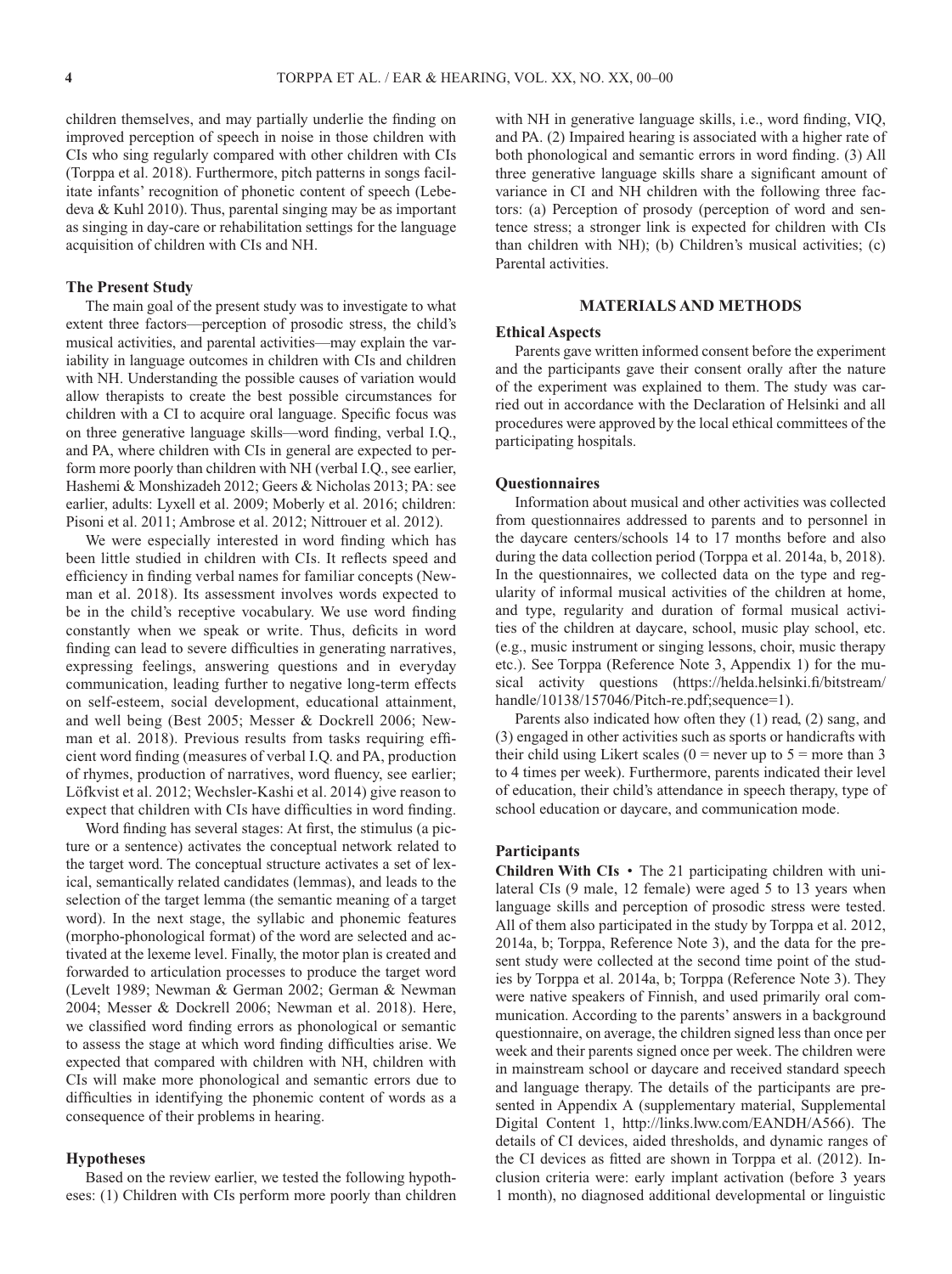children themselves, and may partially underlie the finding on improved perception of speech in noise in those children with CIs who sing regularly compared with other children with CIs (Torppa et al. 2018). Furthermore, pitch patterns in songs facilitate infants' recognition of phonetic content of speech (Lebedeva & Kuhl 2010). Thus, parental singing may be as important as singing in day-care or rehabilitation settings for the language acquisition of children with CIs and NH.

### The Present Study

The main goal of the present study was to investigate to what extent three factors—perception of prosodic stress, the child's musical activities, and parental activities—may explain the variability in language outcomes in children with CIs and children with NH. Understanding the possible causes of variation would allow therapists to create the best possible circumstances for children with a CI to acquire oral language. Specific focus was on three generative language skills—word finding, verbal I.Q., and PA, where children with CIs in general are expected to perform more poorly than children with NH (verbal I.Q., see earlier, Hashemi & Monshizadeh 2012; Geers & Nicholas 2013; PA: see earlier, adults: Lyxell et al. 2009; Moberly et al. 2016; children: Pisoni et al. 2011; Ambrose et al. 2012; Nittrouer et al. 2012).

We were especially interested in word finding which has been little studied in children with CIs. It reflects speed and efficiency in finding verbal names for familiar concepts (Newman et al. 2018). Its assessment involves words expected to be in the child's receptive vocabulary. We use word finding constantly when we speak or write. Thus, deficits in word finding can lead to severe difficulties in generating narratives, expressing feelings, answering questions and in everyday communication, leading further to negative long-term effects on self-esteem, social development, educational attainment, and well being (Best 2005; Messer & Dockrell 2006; Newman et al. 2018). Previous results from tasks requiring efficient word finding (measures of verbal I.Q. and PA, production of rhymes, production of narratives, word fluency, see earlier; Löfkvist et al. 2012; Wechsler-Kashi et al. 2014) give reason to expect that children with CIs have difficulties in word finding.

Word finding has several stages: At first, the stimulus (a picture or a sentence) activates the conceptual network related to the target word. The conceptual structure activates a set of lexical, semantically related candidates (lemmas), and leads to the selection of the target lemma (the semantic meaning of a target word). In the next stage, the syllabic and phonemic features (morpho-phonological format) of the word are selected and activated at the lexeme level. Finally, the motor plan is created and forwarded to articulation processes to produce the target word (Levelt 1989; Newman & German 2002; German & Newman 2004; Messer & Dockrell 2006; Newman et al. 2018). Here, we classified word finding errors as phonological or semantic to assess the stage at which word finding difficulties arise. We expected that compared with children with NH, children with CIs will make more phonological and semantic errors due to difficulties in identifying the phonemic content of words as a consequence of their problems in hearing.

### Hypotheses

Based on the review earlier, we tested the following hypotheses: (1) Children with CIs perform more poorly than children with NH in generative language skills, i.e., word finding, VIQ, and PA. (2) Impaired hearing is associated with a higher rate of both phonological and semantic errors in word finding. (3) All three generative language skills share a significant amount of variance in CI and NH children with the following three factors: (a) Perception of prosody (perception of word and sentence stress; a stronger link is expected for children with CIs than children with NH); (b) Children's musical activities; (c) Parental activities.

## MATERIALS AND METHODS

### Ethical Aspects

Parents gave written informed consent before the experiment and the participants gave their consent orally after the nature of the experiment was explained to them. The study was carried out in accordance with the Declaration of Helsinki and all procedures were approved by the local ethical committees of the participating hospitals.

### Questionnaires

Information about musical and other activities was collected from questionnaires addressed to parents and to personnel in the daycare centers/schools 14 to 17 months before and also during the data collection period (Torppa et al. 2014a, b, 2018). In the questionnaires, we collected data on the type and regularity of informal musical activities of the children at home, and type, regularity and duration of formal musical activities of the children at daycare, school, music play school, etc. (e.g., music instrument or singing lessons, choir, music therapy etc.). See Torppa (Reference Note 3, Appendix 1) for the musical activity questions (https://helda.helsinki.fi/bitstream/handle/10138/157046/Pitch-re.pdf;sequence=1).

Parents also indicated how often they (1) read, (2) sang, and (3) engaged in other activities such as sports or handicrafts with their child using Likert scales (0 = never up to 5 = more than 3 to 4 times per week). Furthermore, parents indicated their level of education, their child's attendance in speech therapy, type of school education or daycare, and communication mode.

### Participants

**Children With CIs** • The 21 participating children with unilateral CIs (9 male, 12 female) were aged 5 to 13 years when language skills and perception of prosodic stress were tested. All of them also participated in the study by Torppa et al. 2012, 2014a, b; Torppa, Reference Note 3), and the data for the present study were collected at the second time point of the studies by Torppa et al. 2014a, b; Torppa (Reference Note 3). They were native speakers of Finnish, and used primarily oral communication. According to the parents' answers in a background questionnaire, on average, the children signed less than once per week and their parents signed once per week. The children were in mainstream school or daycare and received standard speech and language therapy. The details of the participants are presented in Appendix A (supplementary material, Supplemental Digital Content 1, http://links.lww.com/EANDH/A566). The details of CI devices, aided thresholds, and dynamic ranges of the CI devices as fitted are shown in Torppa et al. (2012). Inclusion criteria were: early implant activation (before 3 years 1 month), no diagnosed additional developmental or linguistic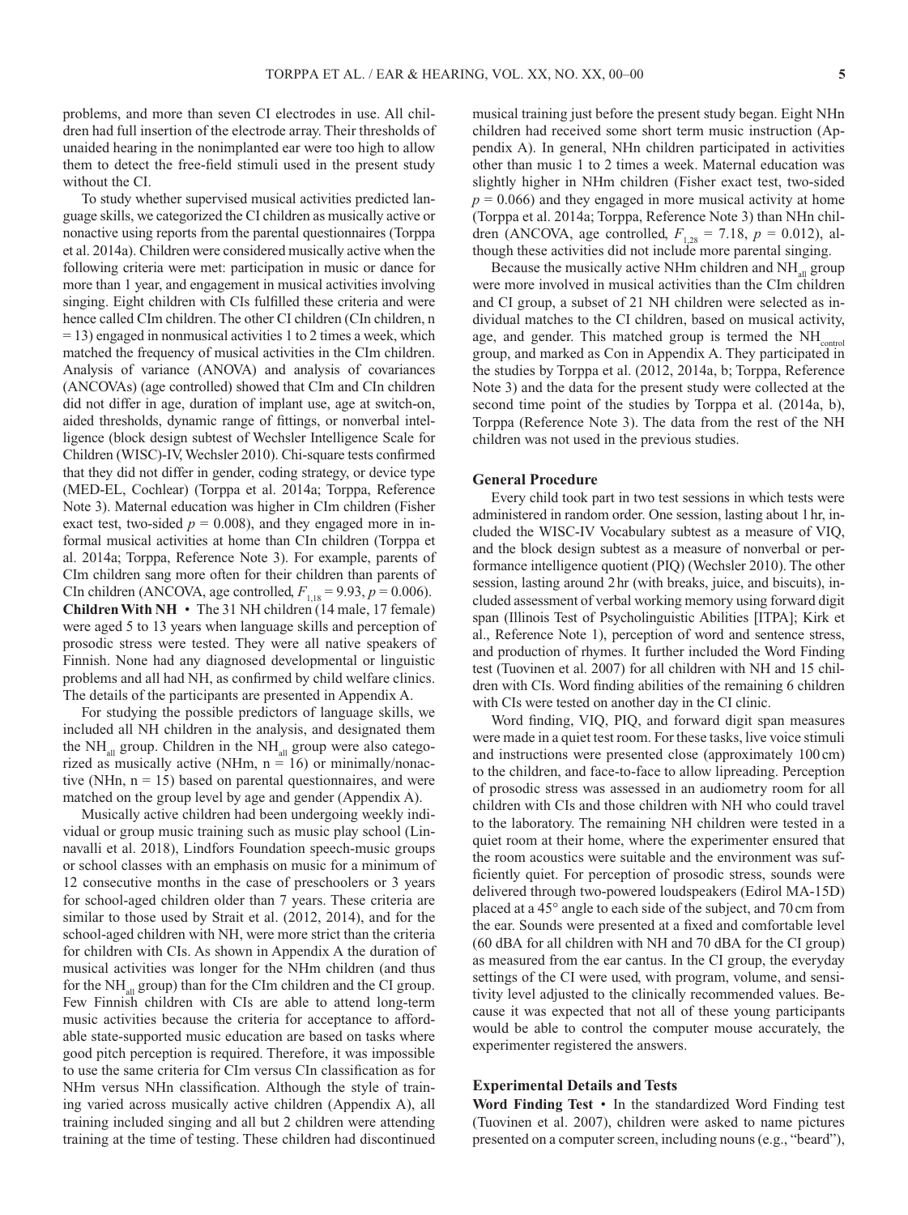problems, and more than seven CI electrodes in use. All children had full insertion of the electrode array. Their thresholds of unaided hearing in the nonimplanted ear were too high to allow them to detect the free-field stimuli used in the present study without the CI.

To study whether supervised musical activities predicted language skills, we categorized the CI children as musically active or nonactive using reports from the parental questionnaires (Torppa et al. 2014a). Children were considered musically active when the following criteria were met: participation in music or dance for more than 1 year, and engagement in musical activities involving singing. Eight children with CIs fulfilled these criteria and were hence called CIm children. The other CI children (CIn children, n = 13) engaged in nonmusical activities 1 to 2 times a week, which matched the frequency of musical activities in the CIm children. Analysis of variance (ANOVA) and analysis of covariances (ANCOVAs) (age controlled) showed that CIm and CIn children did not differ in age, duration of implant use, age at switch-on, aided thresholds, dynamic range of fittings, or nonverbal intelligence (block design subtest of Wechsler Intelligence Scale for Children (WISC)-IV, Wechsler 2010). Chi-square tests confirmed that they did not differ in gender, coding strategy, or device type (MED-EL, Cochlear) (Torppa et al. 2014a; Torppa, Reference Note 3). Maternal education was higher in CIm children (Fisher exact test, two-sided $p = 0.008$), and they engaged more in informal musical activities at home than CIn children (Torppa et al. 2014a; Torppa, Reference Note 3). For example, parents of CIm children sang more often for their children than parents of CIn children (ANCOVA, age controlled, $F_{1,18} = 9.93$, $p = 0.006$).

**Children With NH** • The 31 NH children (14 male, 17 female) were aged 5 to 13 years when language skills and perception of prosodic stress were tested. They were all native speakers of Finnish. None had any diagnosed developmental or linguistic problems and all had NH, as confirmed by child welfare clinics. The details of the participants are presented in Appendix A.

For studying the possible predictors of language skills, we included all NH children in the analysis, and designated them the $NH_{all}$ group. Children in the $NH_{all}$ group were also categorized as musically active (NHm, n = 16) or minimally/nonactive (NHn, n = 15) based on parental questionnaires, and were matched on the group level by age and gender (Appendix A).

Musically active children had been undergoing weekly individual or group music training such as music play school (Linnavalli et al. 2018), Lindfors Foundation speech-music groups or school classes with an emphasis on music for a minimum of 12 consecutive months in the case of preschoolers or 3 years for school-aged children older than 7 years. These criteria are similar to those used by Strait et al. (2012, 2014), and for the school-aged children with NH, were more strict than the criteria for children with CIs. As shown in Appendix A the duration of musical activities was longer for the NHm children (and thus for the $NH_{all}$ group) than for the CIm children and the CI group. Few Finnish children with CIs are able to attend long-term music activities because the criteria for acceptance to affordable state-supported music education are based on tasks where good pitch perception is required. Therefore, it was impossible to use the same criteria for CIm versus CIn classification as for NHm versus NHn classification. Although the style of training varied across musically active children (Appendix A), all training included singing and all but 2 children were attending training at the time of testing. These children had discontinued musical training just before the present study began. Eight NHn children had received some short term music instruction (Appendix A). In general, NHn children participated in activities other than music 1 to 2 times a week. Maternal education was slightly higher in NHm children (Fisher exact test, two-sided $p = 0.066$) and they engaged in more musical activity at home (Torppa et al. 2014a; Torppa, Reference Note 3) than NHn children (ANCOVA, age controlled, $F_{1,28} = 7.18$, $p = 0.012$), although these activities did not include more parental singing.

Because the musically active NHm children and $NH_{all}$ group were more involved in musical activities than the CIm children and CI group, a subset of 21 NH children were selected as individual matches to the CI children, based on musical activity, age, and gender. This matched group is termed the $NH_{control}$ group, and marked as Con in Appendix A. They participated in the studies by Torppa et al. (2012, 2014a, b; Torppa, Reference Note 3) and the data for the present study were collected at the second time point of the studies by Torppa et al. (2014a, b), Torppa (Reference Note 3). The data from the rest of the NH children was not used in the previous studies.

## General Procedure

Every child took part in two test sessions in which tests were administered in random order. One session, lasting about 1 hr, included the WISC-IV Vocabulary subtest as a measure of VIQ, and the block design subtest as a measure of nonverbal or performance intelligence quotient (PIQ) (Wechsler 2010). The other session, lasting around 2 hr (with breaks, juice, and biscuits), included assessment of verbal working memory using forward digit span (Illinois Test of Psycholinguistic Abilities [ITPA]; Kirk et al., Reference Note 1), perception of word and sentence stress, and production of rhymes. It further included the Word Finding test (Tuovinen et al. 2007) for all children with NH and 15 children with CIs. Word finding abilities of the remaining 6 children with CIs were tested on another day in the CI clinic.

Word finding, VIQ, PIQ, and forward digit span measures were made in a quiet test room. For these tasks, live voice stimuli and instructions were presented close (approximately 100 cm) to the children, and face-to-face to allow lipreading. Perception of prosodic stress was assessed in an audiometry room for all children with CIs and those children with NH who could travel to the laboratory. The remaining NH children were tested in a quiet room at their home, where the experimenter ensured that the room acoustics were suitable and the environment was sufficiently quiet. For perception of prosodic stress, sounds were delivered through two-powered loudspeakers (Edirol MA-15D) placed at a 45° angle to each side of the subject, and 70 cm from the ear. Sounds were presented at a fixed and comfortable level (60 dBA for all children with NH and 70 dBA for the CI group) as measured from the ear cantus. In the CI group, the everyday settings of the CI were used, with program, volume, and sensitivity level adjusted to the clinically recommended values. Because it was expected that not all of these young participants would be able to control the computer mouse accurately, the experimenter registered the answers.

## Experimental Details and Tests

**Word Finding Test** • In the standardized Word Finding test (Tuovinen et al. 2007), children were asked to name pictures presented on a computer screen, including nouns (e.g., "beard"),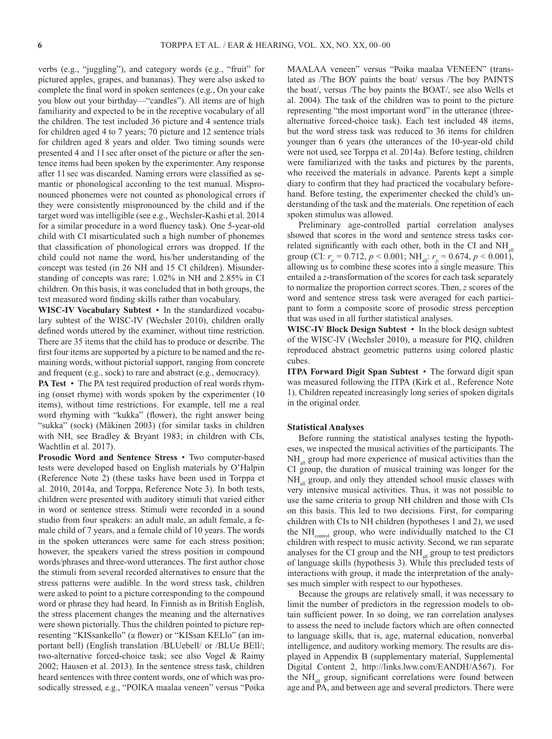verbs (e.g., "juggling"), and category words (e.g., "fruit" for pictured apples, grapes, and bananas). They were also asked to complete the final word in spoken sentences (e.g., On your cake you blow out your birthday—"candles"). All items are of high familiarity and expected to be in the receptive vocabulary of all the children. The test included 36 picture and 4 sentence trials for children aged 4 to 7 years; 70 picture and 12 sentence trials for children aged 8 years and older. Two timing sounds were presented 4 and 11 sec after onset of the picture or after the sentence items had been spoken by the experimenter. Any response after 11 sec was discarded. Naming errors were classified as semantic or phonological according to the test manual. Mispronounced phonemes were not counted as phonological errors if they were consistently mispronounced by the child and if the target word was intelligible (see e.g., Wechsler-Kashi et al. 2014 for a similar procedure in a word fluency task). One 5-year-old child with CI misarticulated such a high number of phonemes that classification of phonological errors was dropped. If the child could not name the word, his/her understanding of the concept was tested (in 26 NH and 15 CI children). Misunderstanding of concepts was rare; 1.02% in NH and 2.85% in CI children. On this basis, it was concluded that in both groups, the test measured word finding skills rather than vocabulary.

**WISC-IV Vocabulary Subtest** • In the standardized vocabulary subtest of the WISC-IV (Wechsler 2010), children orally defined words uttered by the examiner, without time restriction. There are 35 items that the child has to produce or describe. The first four items are supported by a picture to be named and the remaining words, without pictorial support, ranging from concrete and frequent (e.g., sock) to rare and abstract (e.g., democracy).

**PA Test** • The PA test required production of real words rhyming (onset rhyme) with words spoken by the experimenter (10 items), without time restrictions. For example, tell me a real word rhyming with "kukka" (flower), the right answer being "sukka" (sock) (Mäkinen 2003) (for similar tasks in children with NH, see Bradley & Bryant 1983; in children with CIs, Wachtlin et al. 2017).

**Prosodic Word and Sentence Stress** • Two computer-based tests were developed based on English materials by O'Halpin (Reference Note 2) (these tasks have been used in Torppa et al. 2010, 2014a, and Torppa, Reference Note 3). In both tests, children were presented with auditory stimuli that varied either in word or sentence stress. Stimuli were recorded in a sound studio from four speakers: an adult male, an adult female, a female child of 7 years, and a female child of 10 years. The words in the spoken utterances were same for each stress position; however, the speakers varied the stress position in compound words/phrases and three-word utterances. The first author chose the stimuli from several recorded alternatives to ensure that the stress patterns were audible. In the word stress task, children were asked to point to a picture corresponding to the compound word or phrase they had heard. In Finnish as in British English, the stress placement changes the meaning and the alternatives were shown pictorially. Thus the children pointed to picture representing "KISsankello" (a flower) or "KISsan KELlo" (an important bell) (English translation /BLUebell/ or /BLUe BEll/; two-alternative forced-choice task; see also Vogel & Raimy 2002; Hausen et al. 2013). In the sentence stress task, children heard sentences with three content words, one of which was prosodically stressed, e.g., "POIKA maalaa veneen" versus "Poika MAALAA veneen" versus "Poika maalaa VENEEN" (translated as /The BOY paints the boat/ versus /The boy PAINTS the boat/, versus /The boy paints the BOAT/, see also Wells et al. 2004). The task of the children was to point to the picture representing "the most important word" in the utterance (three-alternative forced-choice task). Each test included 48 items, but the word stress task was reduced to 36 items for children younger than 6 years (the utterances of the 10-year-old child were not used, see Torppa et al. 2014a). Before testing, children were familiarized with the tasks and pictures by the parents, who received the materials in advance. Parents kept a simple diary to confirm that they had practiced the vocabulary beforehand. Before testing, the experimenter checked the child's understanding of the task and the materials. One repetition of each spoken stimulus was allowed.

Preliminary age-controlled partial correlation analyses showed that scores in the word and sentence stress tasks correlated significantly with each other, both in the CI and $NH_{all}$ group (CI: $r_p = 0.712$, $p < 0.001$; $NH_{all}$: $r_p = 0.674$, $p < 0.001$), allowing us to combine these scores into a single measure. This entailed a *z*-transformation of the scores for each task separately to normalize the proportion correct scores. Then, *z* scores of the word and sentence stress task were averaged for each participant to form a composite score of prosodic stress perception that was used in all further statistical analyses.

**WISC-IV Block Design Subtest** • In the block design subtest of the WISC-IV (Wechsler 2010), a measure for PIQ, children reproduced abstract geometric patterns using colored plastic cubes.

**ITPA Forward Digit Span Subtest** • The forward digit span was measured following the ITPA (Kirk et al., Reference Note 1). Children repeated increasingly long series of spoken digitals in the original order.

### Statistical Analyses

Before running the statistical analyses testing the hypotheses, we inspected the musical activities of the participants. The $NH_{all}$ group had more experience of musical activities than the CI group, the duration of musical training was longer for the $NH_{all}$ group, and only they attended school music classes with very intensive musical activities. Thus, it was not possible to use the same criteria to group NH children and those with CIs on this basis. This led to two decisions. First, for comparing children with CIs to NH children (hypotheses 1 and 2), we used the $NH_{control}$ group, who were individually matched to the CI children with respect to music activity. Second, we ran separate analyses for the CI group and the $NH_{all}$ group to test predictors of language skills (hypothesis 3). While this precluded tests of interactions with group, it made the interpretation of the analyses much simpler with respect to our hypotheses.

Because the groups are relatively small, it was necessary to limit the number of predictors in the regression models to obtain sufficient power. In so doing, we ran correlation analyses to assess the need to include factors which are often connected to language skills, that is, age, maternal education, nonverbal intelligence, and auditory working memory. The results are displayed in Appendix B (supplementary material, Supplemental Digital Content 2, http://links.lww.com/EANDH/A567). For the $NH_{all}$ group, significant correlations were found between age and PA, and between age and several predictors. There were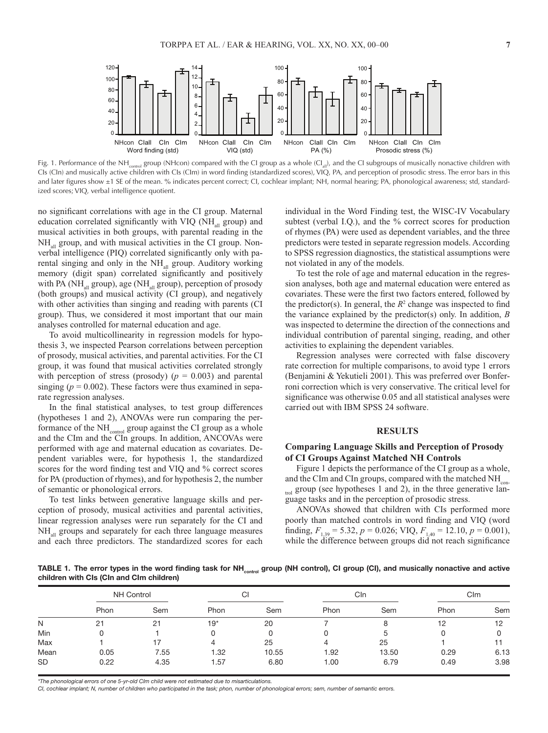Fig. 1. Performance of the $NH_{control}$ group (NHcon) compared with the CI group as a whole ($CI_{all}$), and the CI subgroups of musically nonactive children with CIs (CIn) and musically active children with CIs (CIm) in word finding (standardized scores), VIQ, PA, and perception of prosodic stress. The error bars in this and later figures show ±1 SE of the mean. % indicates percent correct; CI, cochlear implant; NH, normal hearing; PA, phonological awareness; std, standardized scores; VIQ, verbal intelligence quotient.

no significant correlations with age in the CI group. Maternal education correlated significantly with VIQ ($NH_{all}$ group) and musical activities in both groups, with parental reading in the $NH_{all}$ group, and with musical activities in the CI group. Nonverbal intelligence (PIQ) correlated significantly only with parental singing and only in the $NH_{all}$ group. Auditory working memory (digit span) correlated significantly and positively with PA ($NH_{all}$ group), age ($NH_{all}$ group), perception of prosody (both groups) and musical activity (CI group), and negatively with other activities than singing and reading with parents (CI group). Thus, we considered it most important that our main analyses controlled for maternal education and age.

To avoid multicollinearity in regression models for hypothesis 3, we inspected Pearson correlations between perception of prosody, musical activities, and parental activities. For the CI group, it was found that musical activities correlated strongly with perception of stress (prosody) ($p = 0.003$) and parental singing ($p = 0.002$). These factors were thus examined in separate regression analyses.

In the final statistical analyses, to test group differences (hypotheses 1 and 2), ANOVAs were run comparing the performance of the $NH_{control}$ group against the CI group as a whole and the CIm and the CIn groups. In addition, ANCOVAs were performed with age and maternal education as covariates. Dependent variables were, for hypothesis 1, the standardized scores for the word finding test and VIQ and % correct scores for PA (production of rhymes), and for hypothesis 2, the number of semantic or phonological errors.

To test links between generative language skills and perception of prosody, musical activities and parental activities, linear regression analyses were run separately for the CI and $NH_{all}$ groups and separately for each three language measures and each three predictors. The standardized scores for each individual in the Word Finding test, the WISC-IV Vocabulary subtest (verbal I.Q.), and the % correct scores for production of rhymes (PA) were used as dependent variables, and the three predictors were tested in separate regression models. According to SPSS regression diagnostics, the statistical assumptions were not violated in any of the models.

To test the role of age and maternal education in the regression analyses, both age and maternal education were entered as covariates. These were the first two factors entered, followed by the predictor(s). In general, the $R^2$ change was inspected to find the variance explained by the predictor(s) only. In addition, $B$ was inspected to determine the direction of the connections and individual contribution of parental singing, reading, and other activities to explaining the dependent variables.

Regression analyses were corrected with false discovery rate correction for multiple comparisons, to avoid type 1 errors (Benjamini & Yekutieli 2001). This was preferred over Bonferroni correction which is very conservative. The critical level for significance was otherwise 0.05 and all statistical analyses were carried out with IBM SPSS 24 software.

## RESULTS

### Comparing Language Skills and Perception of Prosody of CI Groups Against Matched NH Controls

Figure 1 depicts the performance of the CI group as a whole, and the CIm and CIn groups, compared with the matched $NH_{control}$ group (see hypotheses 1 and 2), in the three generative language tasks and in the perception of prosodic stress.

ANOVAs showed that children with CIs performed more poorly than matched controls in word finding and VIQ (word finding, $F_{1,39} = 5.32$, $p = 0.026$; VIQ, $F_{1,40} = 12.10$, $p = 0.001$), while the difference between groups did not reach significance

**TABLE 1. The error types in the word finding task for $NH_{control}$ group (NH control), CI group (CI), and musically nonactive and active children with CIs (CIn and CIm children)**

| | NH Control | | CI | | CIn | | CIm | |
|---|---|---|---|---|---|---|---|---|
| | Phon | Sem | Phon | Sem | Phon | Sem | Phon | Sem |
| N | 21 | 21 | 19* | 20 | 7 | 8 | 12 | 12 |
| Min | 0 | 1 | 0 | 0 | 0 | 5 | 0 | 0 |
| Max | 1 | 17 | 4 | 25 | 4 | 25 | 1 | 11 |
| Mean | 0.05 | 7.55 | 1.32 | 10.55 | 1.92 | 13.50 | 0.29 | 6.13 |
| SD | 0.22 | 4.35 | 1.57 | 6.80 | 1.00 | 6.79 | 0.49 | 3.98 |

*The phonological errors of one 5-yr-old CIm child were not estimated due to misarticulations.

CI, cochlear implant; N, number of children who participated in the task; phon, number of phonological errors; sem, number of semantic errors.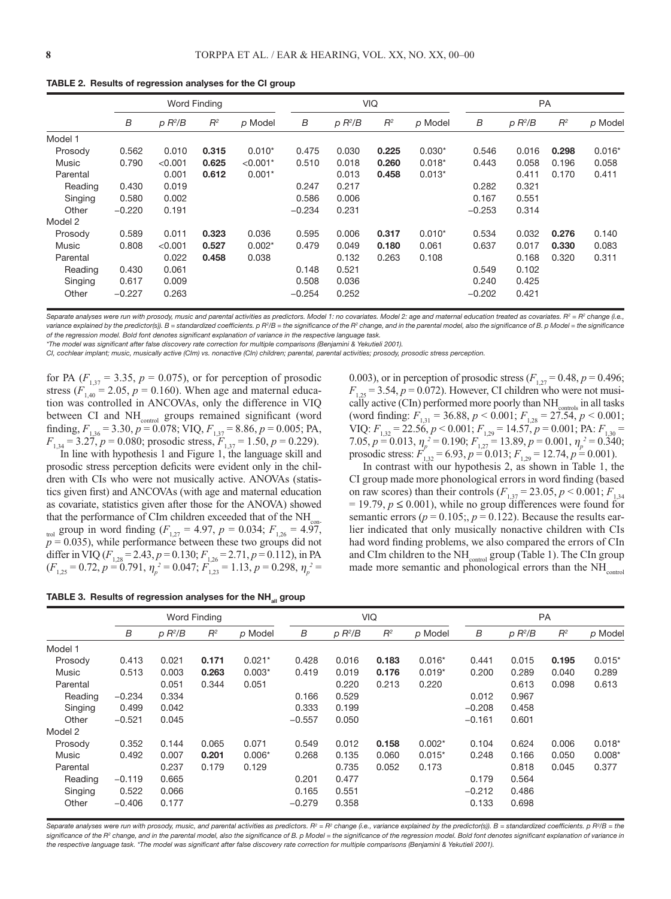**TABLE 2. Results of regression analyses for the CI group**

| | Word Finding | | | | VIQ | | | | PA | | | |
|---|---|---|---|---|---|---|---|---|---|---|---|---|
| | *B* | *p R²/B* | *R²* | *p* Model | *B* | *p R²/B* | *R²* | *p* Model | *B* | *p R²/B* | *R²* | *p* Model |
| Model 1 | | | | | | | | | | | | |
| Prosody | 0.562 | 0.010 | **0.315** | 0.010* | 0.475 | 0.030 | **0.225** | 0.030* | 0.546 | 0.016 | **0.298** | 0.016* |
| Music | 0.790 | <0.001 | **0.625** | <0.001* | 0.510 | 0.018 | **0.260** | 0.018* | 0.443 | 0.058 | 0.196 | 0.058 |
| Parental | | 0.001 | **0.612** | 0.001* | | 0.013 | **0.458** | 0.013* | | 0.411 | 0.170 | 0.411 |
| Reading | 0.430 | 0.019 | | | 0.247 | 0.217 | | | 0.282 | 0.321 | | |
| Singing | 0.580 | 0.002 | | | 0.586 | 0.006 | | | 0.167 | 0.551 | | |
| Other | −0.220 | 0.191 | | | −0.234 | 0.231 | | | −0.253 | 0.314 | | |
| Model 2 | | | | | | | | | | | | |
| Prosody | 0.589 | 0.011 | **0.323** | 0.036 | 0.595 | 0.006 | **0.317** | 0.010* | 0.534 | 0.032 | **0.276** | 0.140 |
| Music | 0.808 | <0.001 | **0.527** | 0.002* | 0.479 | 0.049 | **0.180** | 0.061 | 0.637 | 0.017 | **0.330** | 0.083 |
| Parental | | 0.022 | **0.458** | 0.038 | | 0.132 | 0.263 | 0.108 | | 0.168 | 0.320 | 0.311 |
| Reading | 0.430 | 0.061 | | | 0.148 | 0.521 | | | 0.549 | 0.102 | | |
| Singing | 0.617 | 0.009 | | | 0.508 | 0.036 | | | 0.240 | 0.425 | | |
| Other | −0.227 | 0.263 | | | −0.254 | 0.252 | | | −0.202 | 0.421 | | |

*Separate analyses were run with prosody, music and parental activities as predictors. Model 1: no covariates. Model 2: age and maternal education treated as covariates. $R^2$ = $R^2$ change (i.e., variance explained by the predictor(s)). B = standardized coefficients. p $R^2$/B = the significance of the $R^2$ change, and in the parental model, also the significance of B. p Model = the significance of the regression model. Bold font denotes significant explanation of variance in the respective language task.*

*The model was significant after false discovery rate correction for multiple comparisons (Benjamini & Yekutieli 2001).

*CI, cochlear implant; music, musically active (CIm) vs. nonactive (CIn) children; parental, parental activities; prosody, prosodic stress perception.*

for PA ($F_{1,37}$ = 3.35, $p$ = 0.075), or for perception of prosodic stress ($F_{1,40}$ = 2.05, $p$ = 0.160). When age and maternal education was controlled in ANCOVAs, only the difference in VIQ between CI and $NH_{control}$ groups remained significant (word finding, $F_{1,36}$ = 3.30, $p$ = 0.078; VIQ, $F_{1,37}$ = 8.86, $p$ = 0.005; PA, $F_{1,34}$ = 3.27, $p$ = 0.080; prosodic stress, $F_{1,37}$ = 1.50, $p$ = 0.229).

In line with hypothesis 1 and Figure 1, the language skill and prosodic stress perception deficits were evident only in the children with CIs who were not musically active. ANOVAs (statistics given first) and ANCOVAs (with age and maternal education as covariate, statistics given after those for the ANOVA) showed that the performance of CIm children exceeded that of the $NH_{control}$ group in word finding ($F_{1,27}$ = 4.97, $p$ = 0.034; $F_{1,26}$ = 4.97, $p$ = 0.035), while performance between these two groups did not differ in VIQ ($F_{1,28}$ = 2.43, $p$ = 0.130; $F_{1,26}$ = 2.71, $p$ = 0.112), in PA ($F_{1,25}$ = 0.72, $p$ = 0.791, $\eta_p^2$ = 0.047; $F_{1,23}$ = 1.13, $p$ = 0.298, $\eta_p^2$ = 0.003), or in perception of prosodic stress ($F_{1,27}$ = 0.48, $p$ = 0.496; $F_{1,25}$ = 3.54, $p$ = 0.072). However, CI children who were not musically active (CIn) performed more poorly than $NH_{controls}$ in all tasks (word finding: $F_{1,31}$ = 36.88, $p$ < 0.001; $F_{1,28}$ = 27.54, $p$ < 0.001; VIQ: $F_{1,32}$ = 22.56, $p$ < 0.001; $F_{1,29}$ = 14.57, $p$ = 0.001; PA: $F_{1,30}$ = 7.05, $p$ = 0.013, $\eta_p^2$ = 0.190; $F_{1,27}$ = 13.89, $p$ = 0.001, $\eta_p^2$ = 0.340; prosodic stress: $F_{1,32}$ = 6.93, $p$ = 0.013; $F_{1,29}$ = 12.74, $p$ = 0.001).

In contrast with our hypothesis 2, as shown in Table 1, the CI group made more phonological errors in word finding (based on raw scores) than their controls ($F_{1,37}$ = 23.05, $p$ < 0.001; $F_{1,34}$ = 19.79, $p \leq 0.001$), while no group differences were found for semantic errors ($p$ = 0.105;, $p$ = 0.122). Because the results earlier indicated that only musically nonactive children with CIs had word finding problems, we also compared the errors of CIn and CIm children to the $NH_{control}$ group (Table 1). The CIn group made more semantic and phonological errors than the $NH_{control}$

**TABLE 3. Results of regression analyses for the $NH_{all}$ group**

| | Word Finding | | | | VIQ | | | | PA | | | |
|---|---|---|---|---|---|---|---|---|---|---|---|---|
| | *B* | *p R²/B* | *R²* | *p* Model | *B* | *p R²/B* | *R²* | *p* Model | *B* | *p R²/B* | *R²* | *p* Model |
| Model 1 | | | | | | | | | | | | |
| Prosody | 0.413 | 0.021 | **0.171** | 0.021* | 0.428 | 0.016 | **0.183** | 0.016* | 0.441 | 0.015 | **0.195** | 0.015* |
| Music | 0.513 | 0.003 | **0.263** | 0.003* | 0.419 | 0.019 | **0.176** | 0.019* | 0.200 | 0.289 | 0.040 | 0.289 |
| Parental | | 0.051 | 0.344 | 0.051 | | 0.220 | 0.213 | 0.220 | | 0.613 | 0.098 | 0.613 |
| Reading | −0.234 | 0.334 | | | 0.166 | 0.529 | | | 0.012 | 0.967 | | |
| Singing | 0.499 | 0.042 | | | 0.333 | 0.199 | | | −0.208 | 0.458 | | |
| Other | −0.521 | 0.045 | | | −0.557 | 0.050 | | | −0.161 | 0.601 | | |
| Model 2 | | | | | | | | | | | | |
| Prosody | 0.352 | 0.144 | 0.065 | 0.071 | 0.549 | 0.012 | **0.158** | 0.002* | 0.104 | 0.624 | 0.006 | 0.018* |
| Music | 0.492 | 0.007 | **0.201** | 0.006* | 0.268 | 0.135 | 0.060 | 0.015* | 0.248 | 0.166 | 0.050 | 0.008* |
| Parental | | 0.237 | 0.179 | 0.129 | | 0.735 | 0.052 | 0.173 | | 0.818 | 0.045 | 0.377 |
| Reading | −0.119 | 0.665 | | | 0.201 | 0.477 | | | 0.179 | 0.564 | | |
| Singing | 0.522 | 0.066 | | | 0.165 | 0.551 | | | −0.212 | 0.486 | | |
| Other | −0.406 | 0.177 | | | −0.279 | 0.358 | | | 0.133 | 0.698 | | |

*Separate analyses were run with prosody, music, and parental activities as predictors. $R^2$ = $R^2$ change (i.e., variance explained by the predictor(s)). B = standardized coefficients. p $R^2$/B = the significance of the $R^2$ change, and in the parental model, also the significance of B. p Model = the significance of the regression model. Bold font denotes significant explanation of variance in the respective language task. *The model was significant after false discovery rate correction for multiple comparisons (Benjamini & Yekutieli 2001).*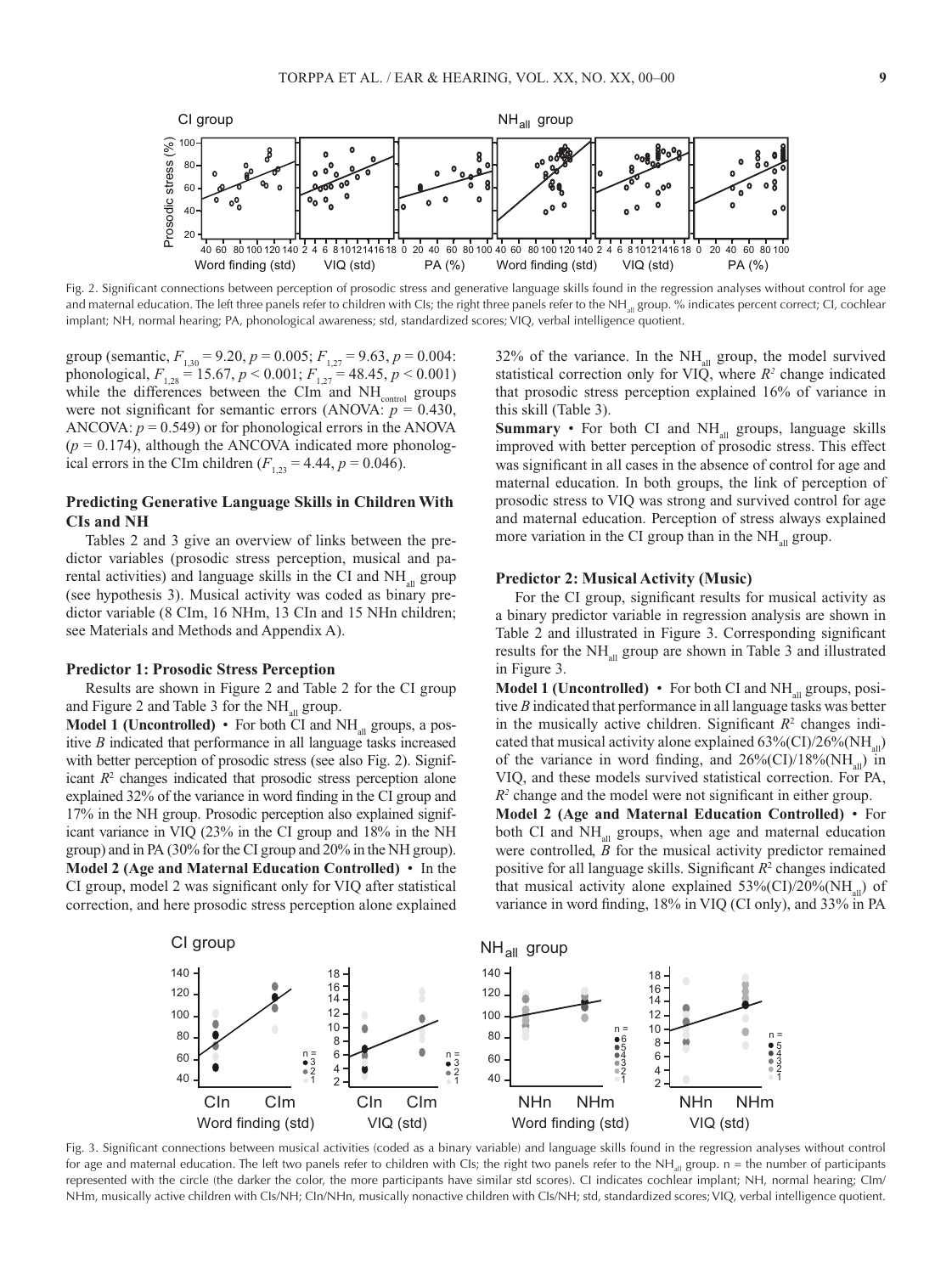Fig. 2. Significant connections between perception of prosodic stress and generative language skills found in the regression analyses without control for age and maternal education. The left three panels refer to children with CIs; the right three panels refer to the $NH_{all}$ group. % indicates percent correct; CI, cochlear implant; NH, normal hearing; PA, phonological awareness; std, standardized scores; VIQ, verbal intelligence quotient.

group (semantic, $F_{1,30} = 9.20$, $p = 0.005$; $F_{1,27} = 9.63$, $p = 0.004$: phonological, $F_{1,28} = 15.67$, $p < 0.001$; $F_{1,27} = 48.45$, $p < 0.001$) while the differences between the CIm and $NH_{control}$ groups were not significant for semantic errors (ANOVA: $p = 0.430$, ANCOVA: $p = 0.549$) or for phonological errors in the ANOVA ($p = 0.174$), although the ANCOVA indicated more phonological errors in the CIm children ($F_{1,23} = 4.44$, $p = 0.046$).

### Predicting Generative Language Skills in Children With CIs and NH

Tables 2 and 3 give an overview of links between the predictor variables (prosodic stress perception, musical and parental activities) and language skills in the CI and $NH_{all}$ group (see hypothesis 3). Musical activity was coded as binary predictor variable (8 CIm, 16 NHm, 13 CIn and 15 NHn children; see Materials and Methods and Appendix A).

#### Predictor 1: Prosodic Stress Perception

Results are shown in Figure 2 and Table 2 for the CI group and Figure 2 and Table 3 for the $NH_{all}$ group.

**Model 1 (Uncontrolled)** • For both CI and $NH_{all}$ groups, a positive $B$ indicated that performance in all language tasks increased with better perception of prosodic stress (see also Fig. 2). Significant $R^2$ changes indicated that prosodic stress perception alone explained 32% of the variance in word finding in the CI group and 17% in the NH group. Prosodic perception also explained significant variance in VIQ (23% in the CI group and 18% in the NH group) and in PA (30% for the CI group and 20% in the NH group).

**Model 2 (Age and Maternal Education Controlled)** • In the CI group, model 2 was significant only for VIQ after statistical correction, and here prosodic stress perception alone explained 32% of the variance. In the $NH_{all}$ group, the model survived statistical correction only for VIQ, where $R^2$ change indicated that prosodic stress perception explained 16% of variance in this skill (Table 3).

**Summary** • For both CI and $NH_{all}$ groups, language skills improved with better perception of prosodic stress. This effect was significant in all cases in the absence of control for age and maternal education. In both groups, the link of perception of prosodic stress to VIQ was strong and survived control for age and maternal education. Perception of stress always explained more variation in the CI group than in the $NH_{all}$ group.

#### Predictor 2: Musical Activity (Music)

For the CI group, significant results for musical activity as a binary predictor variable in regression analysis are shown in Table 2 and illustrated in Figure 3. Corresponding significant results for the $NH_{all}$ group are shown in Table 3 and illustrated in Figure 3.

**Model 1 (Uncontrolled)** • For both CI and $NH_{all}$ groups, positive $B$ indicated that performance in all language tasks was better in the musically active children. Significant $R^2$ changes indicated that musical activity alone explained 63%(CI)/26%($NH_{all}$) of the variance in word finding, and 26%(CI)/18%($NH_{all}$) in VIQ, and these models survived statistical correction. For PA, $R^2$ change and the model were not significant in either group.

**Model 2 (Age and Maternal Education Controlled)** • For both CI and $NH_{all}$ groups, when age and maternal education were controlled, $B$ for the musical activity predictor remained positive for all language skills. Significant $R^2$ changes indicated that musical activity alone explained 53%(CI)/20%($NH_{all}$) of variance in word finding, 18% in VIQ (CI only), and 33% in PA

Fig. 3. Significant connections between musical activities (coded as a binary variable) and language skills found in the regression analyses without control for age and maternal education. The left two panels refer to children with CIs; the right two panels refer to the $NH_{all}$ group. n = the number of participants represented with the circle (the darker the color, the more participants have similar std scores). CI indicates cochlear implant; NH, normal hearing; CIm/NHm, musically active children with CIs/NH; CIn/NHn, musically nonactive children with CIs/NH; std, standardized scores; VIQ, verbal intelligence quotient.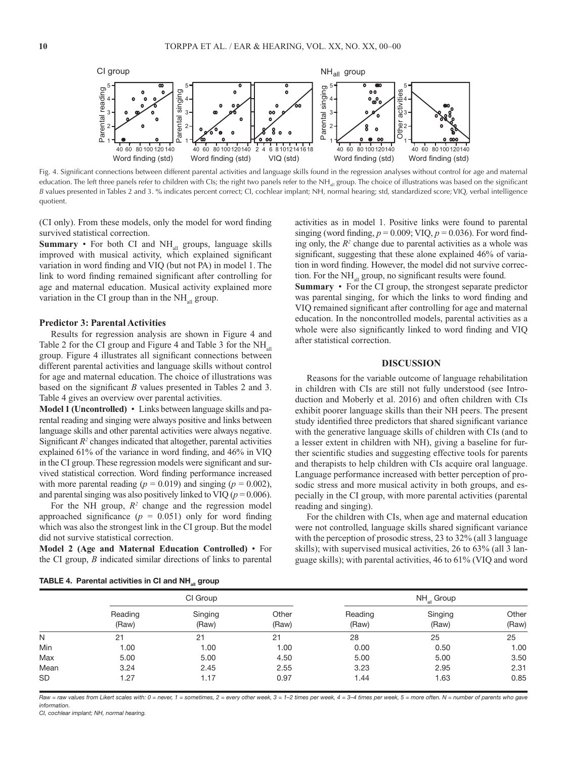Fig. 4. Significant connections between different parental activities and language skills found in the regression analyses without control for age and maternal education. The left three panels refer to children with CIs; the right two panels refer to the $NH_{all}$ group. The choice of illustrations was based on the significant *B* values presented in Tables 2 and 3. % indicates percent correct; CI, cochlear implant; NH, normal hearing; std, standardized score; VIQ, verbal intelligence quotient.

(CI only). From these models, only the model for word finding survived statistical correction.

**Summary** • For both CI and $NH_{all}$ groups, language skills improved with musical activity, which explained significant variation in word finding and VIQ (but not PA) in model 1. The link to word finding remained significant after controlling for age and maternal education. Musical activity explained more variation in the CI group than in the $NH_{all}$ group.

### Predictor 3: Parental Activities

Results for regression analysis are shown in Figure 4 and Table 2 for the CI group and Figure 4 and Table 3 for the $NH_{all}$ group. Figure 4 illustrates all significant connections between different parental activities and language skills without control for age and maternal education. The choice of illustrations was based on the significant *B* values presented in Tables 2 and 3. Table 4 gives an overview over parental activities.

**Model 1 (Uncontrolled)** • Links between language skills and parental reading and singing were always positive and links between language skills and other parental activities were always negative. Significant $R^2$ changes indicated that altogether, parental activities explained 61% of the variance in word finding, and 46% in VIQ in the CI group. These regression models were significant and survived statistical correction. Word finding performance increased with more parental reading ($p = 0.019$) and singing ($p = 0.002$), and parental singing was also positively linked to VIQ ($p = 0.006$).

For the NH group, $R^2$ change and the regression model approached significance ($p = 0.051$) only for word finding which was also the strongest link in the CI group. But the model did not survive statistical correction.

**Model 2 (Age and Maternal Education Controlled)** • For the CI group, *B* indicated similar directions of links to parental activities as in model 1. Positive links were found to parental singing (word finding, $p = 0.009$; VIQ, $p = 0.036$). For word finding only, the $R^2$ change due to parental activities as a whole was significant, suggesting that these alone explained 46% of variation in word finding. However, the model did not survive correction. For the $NH_{all}$ group, no significant results were found.

**Summary** • For the CI group, the strongest separate predictor was parental singing, for which the links to word finding and VIQ remained significant after controlling for age and maternal education. In the noncontrolled models, parental activities as a whole were also significantly linked to word finding and VIQ after statistical correction.

## DISCUSSION

Reasons for the variable outcome of language rehabilitation in children with CIs are still not fully understood (see Introduction and Moberly et al. 2016) and often children with CIs exhibit poorer language skills than their NH peers. The present study identified three predictors that shared significant variance with the generative language skills of children with CIs (and to a lesser extent in children with NH), giving a baseline for further scientific studies and suggesting effective tools for parents and therapists to help children with CIs acquire oral language. Language performance increased with better perception of prosodic stress and more musical activity in both groups, and especially in the CI group, with more parental activities (parental reading and singing).

For the children with CIs, when age and maternal education were not controlled, language skills shared significant variance with the perception of prosodic stress, 23 to 32% (all 3 language skills); with supervised musical activities, 26 to 63% (all 3 language skills); with parental activities, 46 to 61% (VIQ and word

**TABLE 4. Parental activities in CI and $NH_{all}$ group**

| | CI Group | | | $NH_{all}$ Group | | |
|---|---|---|---|---|---|---|
| | Reading (Raw) | Singing (Raw) | Other (Raw) | Reading (Raw) | Singing (Raw) | Other (Raw) |
| N | 21 | 21 | 21 | 28 | 25 | 25 |
| Min | 1.00 | 1.00 | 1.00 | 0.00 | 0.50 | 1.00 |
| Max | 5.00 | 5.00 | 4.50 | 5.00 | 5.00 | 3.50 |
| Mean | 3.24 | 2.45 | 2.55 | 3.23 | 2.95 | 2.31 |
| SD | 1.27 | 1.17 | 0.97 | 1.44 | 1.63 | 0.85 |

*Raw = raw values from Likert scales with: 0 = never, 1 = sometimes, 2 = every other week, 3 = 1–2 times per week, 4 = 3–4 times per week, 5 = more often. N = number of parents who gave information.*
*CI, cochlear implant; NH, normal hearing.*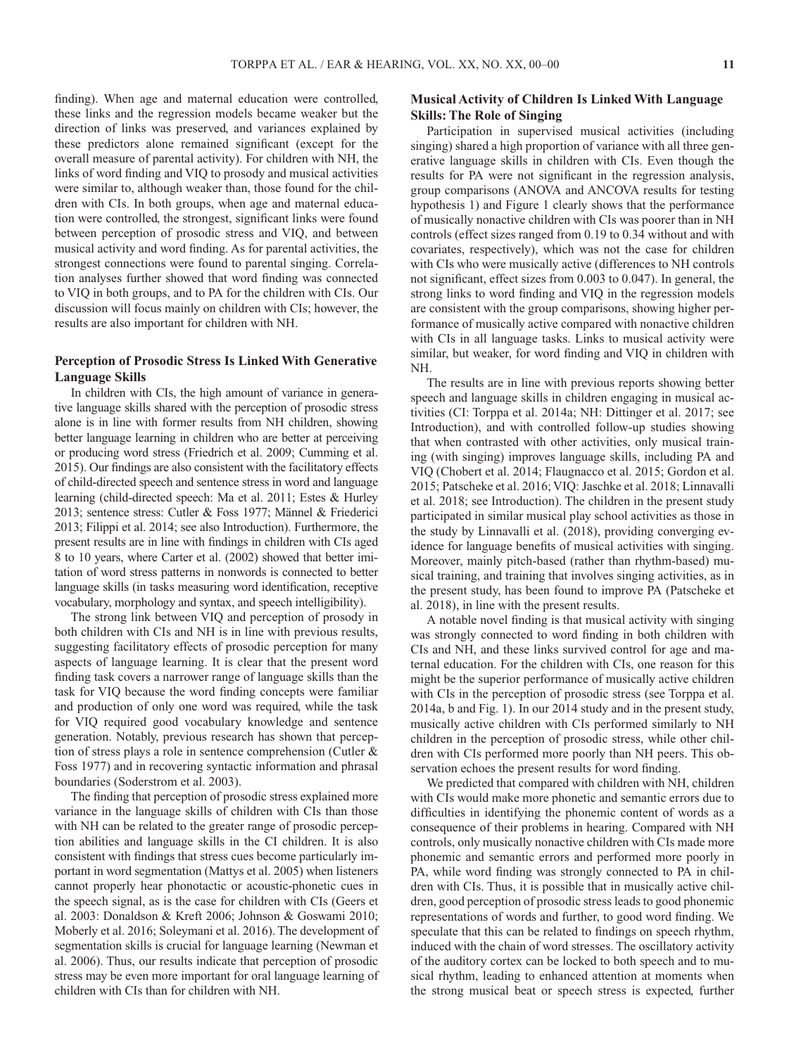finding). When age and maternal education were controlled, these links and the regression models became weaker but the direction of links was preserved, and variances explained by these predictors alone remained significant (except for the overall measure of parental activity). For children with NH, the links of word finding and VIQ to prosody and musical activities were similar to, although weaker than, those found for the children with CIs. In both groups, when age and maternal education were controlled, the strongest, significant links were found between perception of prosodic stress and VIQ, and between musical activity and word finding. As for parental activities, the strongest connections were found to parental singing. Correlation analyses further showed that word finding was connected to VIQ in both groups, and to PA for the children with CIs. Our discussion will focus mainly on children with CIs; however, the results are also important for children with NH.

### Perception of Prosodic Stress Is Linked With Generative Language Skills

In children with CIs, the high amount of variance in generative language skills shared with the perception of prosodic stress alone is in line with former results from NH children, showing better language learning in children who are better at perceiving or producing word stress (Friedrich et al. 2009; Cumming et al. 2015). Our findings are also consistent with the facilitatory effects of child-directed speech and sentence stress in word and language learning (child-directed speech: Ma et al. 2011; Estes & Hurley 2013; sentence stress: Cutler & Foss 1977; Männel & Friederici 2013; Filippi et al. 2014; see also Introduction). Furthermore, the present results are in line with findings in children with CIs aged 8 to 10 years, where Carter et al. (2002) showed that better imitation of word stress patterns in nonwords is connected to better language skills (in tasks measuring word identification, receptive vocabulary, morphology and syntax, and speech intelligibility).

The strong link between VIQ and perception of prosody in both children with CIs and NH is in line with previous results, suggesting facilitatory effects of prosodic perception for many aspects of language learning. It is clear that the present word finding task covers a narrower range of language skills than the task for VIQ because the word finding concepts were familiar and production of only one word was required, while the task for VIQ required good vocabulary knowledge and sentence generation. Notably, previous research has shown that perception of stress plays a role in sentence comprehension (Cutler & Foss 1977) and in recovering syntactic information and phrasal boundaries (Soderstrom et al. 2003).

The finding that perception of prosodic stress explained more variance in the language skills of children with CIs than those with NH can be related to the greater range of prosodic perception abilities and language skills in the CI children. It is also consistent with findings that stress cues become particularly important in word segmentation (Mattys et al. 2005) when listeners cannot properly hear phonotactic or acoustic-phonetic cues in the speech signal, as is the case for children with CIs (Geers et al. 2003: Donaldson & Kreft 2006; Johnson & Goswami 2010; Moberly et al. 2016; Soleymani et al. 2016). The development of segmentation skills is crucial for language learning (Newman et al. 2006). Thus, our results indicate that perception of prosodic stress may be even more important for oral language learning of children with CIs than for children with NH.

### Musical Activity of Children Is Linked With Language Skills: The Role of Singing

Participation in supervised musical activities (including singing) shared a high proportion of variance with all three generative language skills in children with CIs. Even though the results for PA were not significant in the regression analysis, group comparisons (ANOVA and ANCOVA results for testing hypothesis 1) and Figure 1 clearly shows that the performance of musically nonactive children with CIs was poorer than in NH controls (effect sizes ranged from 0.19 to 0.34 without and with covariates, respectively), which was not the case for children with CIs who were musically active (differences to NH controls not significant, effect sizes from 0.003 to 0.047). In general, the strong links to word finding and VIQ in the regression models are consistent with the group comparisons, showing higher performance of musically active compared with nonactive children with CIs in all language tasks. Links to musical activity were similar, but weaker, for word finding and VIQ in children with NH.

The results are in line with previous reports showing better speech and language skills in children engaging in musical activities (CI: Torppa et al. 2014a; NH: Dittinger et al. 2017; see Introduction), and with controlled follow-up studies showing that when contrasted with other activities, only musical training (with singing) improves language skills, including PA and VIQ (Chobert et al. 2014; Flaugnacco et al. 2015; Gordon et al. 2015; Patscheke et al. 2016; VIQ: Jaschke et al. 2018; Linnavalli et al. 2018; see Introduction). The children in the present study participated in similar musical play school activities as those in the study by Linnavalli et al. (2018), providing converging evidence for language benefits of musical activities with singing. Moreover, mainly pitch-based (rather than rhythm-based) musical training, and training that involves singing activities, as in the present study, has been found to improve PA (Patscheke et al. 2018), in line with the present results.

A notable novel finding is that musical activity with singing was strongly connected to word finding in both children with CIs and NH, and these links survived control for age and maternal education. For the children with CIs, one reason for this might be the superior performance of musically active children with CIs in the perception of prosodic stress (see Torppa et al. 2014a, b and Fig. 1). In our 2014 study and in the present study, musically active children with CIs performed similarly to NH children in the perception of prosodic stress, while other children with CIs performed more poorly than NH peers. This observation echoes the present results for word finding.

We predicted that compared with children with NH, children with CIs would make more phonetic and semantic errors due to difficulties in identifying the phonemic content of words as a consequence of their problems in hearing. Compared with NH controls, only musically nonactive children with CIs made more phonemic and semantic errors and performed more poorly in PA, while word finding was strongly connected to PA in children with CIs. Thus, it is possible that in musically active children, good perception of prosodic stress leads to good phonemic representations of words and further, to good word finding. We speculate that this can be related to findings on speech rhythm, induced with the chain of word stresses. The oscillatory activity of the auditory cortex can be locked to both speech and to musical rhythm, leading to enhanced attention at moments when the strong musical beat or speech stress is expected, further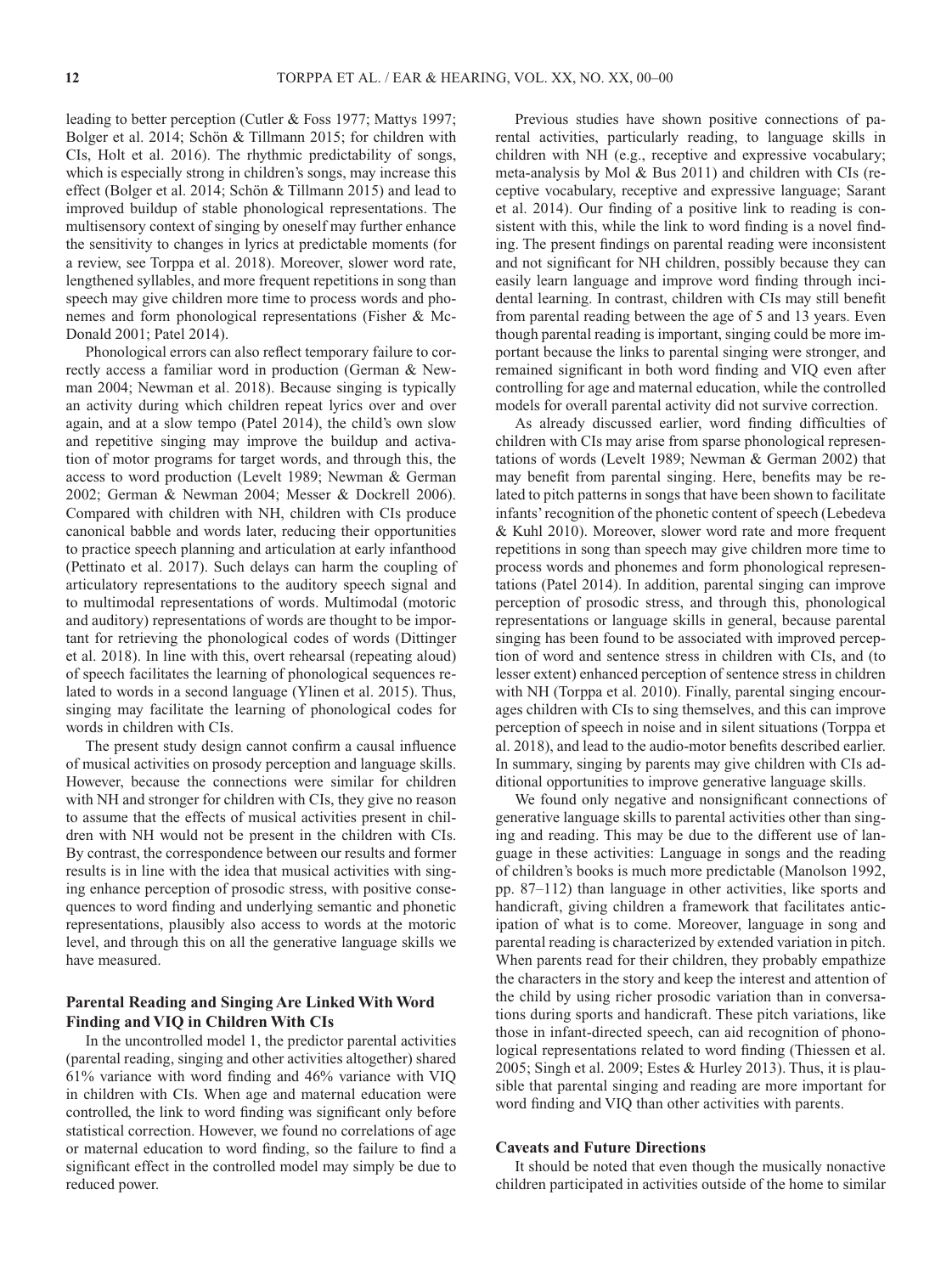leading to better perception (Cutler & Foss 1977; Mattys 1997; Bolger et al. 2014; Schön & Tillmann 2015; for children with CIs, Holt et al. 2016). The rhythmic predictability of songs, which is especially strong in children's songs, may increase this effect (Bolger et al. 2014; Schön & Tillmann 2015) and lead to improved buildup of stable phonological representations. The multisensory context of singing by oneself may further enhance the sensitivity to changes in lyrics at predictable moments (for a review, see Torppa et al. 2018). Moreover, slower word rate, lengthened syllables, and more frequent repetitions in song than speech may give children more time to process words and phonemes and form phonological representations (Fisher & McDonald 2001; Patel 2014).

Phonological errors can also reflect temporary failure to correctly access a familiar word in production (German & Newman 2004; Newman et al. 2018). Because singing is typically an activity during which children repeat lyrics over and over again, and at a slow tempo (Patel 2014), the child's own slow and repetitive singing may improve the buildup and activation of motor programs for target words, and through this, the access to word production (Levelt 1989; Newman & German 2002; German & Newman 2004; Messer & Dockrell 2006). Compared with children with NH, children with CIs produce canonical babble and words later, reducing their opportunities to practice speech planning and articulation at early infanthood (Pettinato et al. 2017). Such delays can harm the coupling of articulatory representations to the auditory speech signal and to multimodal representations of words. Multimodal (motoric and auditory) representations of words are thought to be important for retrieving the phonological codes of words (Dittinger et al. 2018). In line with this, overt rehearsal (repeating aloud) of speech facilitates the learning of phonological sequences related to words in a second language (Ylinen et al. 2015). Thus, singing may facilitate the learning of phonological codes for words in children with CIs.

The present study design cannot confirm a causal influence of musical activities on prosody perception and language skills. However, because the connections were similar for children with NH and stronger for children with CIs, they give no reason to assume that the effects of musical activities present in children with NH would not be present in the children with CIs. By contrast, the correspondence between our results and former results is in line with the idea that musical activities with singing enhance perception of prosodic stress, with positive consequences to word finding and underlying semantic and phonetic representations, plausibly also access to words at the motoric level, and through this on all the generative language skills we have measured.

### Parental Reading and Singing Are Linked With Word Finding and VIQ in Children With CIs

In the uncontrolled model 1, the predictor parental activities (parental reading, singing and other activities altogether) shared 61% variance with word finding and 46% variance with VIQ in children with CIs. When age and maternal education were controlled, the link to word finding was significant only before statistical correction. However, we found no correlations of age or maternal education to word finding, so the failure to find a significant effect in the controlled model may simply be due to reduced power.

Previous studies have shown positive connections of parental activities, particularly reading, to language skills in children with NH (e.g., receptive and expressive vocabulary; meta-analysis by Mol & Bus 2011) and children with CIs (receptive vocabulary, receptive and expressive language; Sarant et al. 2014). Our finding of a positive link to reading is consistent with this, while the link to word finding is a novel finding. The present findings on parental reading were inconsistent and not significant for NH children, possibly because they can easily learn language and improve word finding through incidental learning. In contrast, children with CIs may still benefit from parental reading between the age of 5 and 13 years. Even though parental reading is important, singing could be more important because the links to parental singing were stronger, and remained significant in both word finding and VIQ even after controlling for age and maternal education, while the controlled models for overall parental activity did not survive correction.

As already discussed earlier, word finding difficulties of children with CIs may arise from sparse phonological representations of words (Levelt 1989; Newman & German 2002) that may benefit from parental singing. Here, benefits may be related to pitch patterns in songs that have been shown to facilitate infants' recognition of the phonetic content of speech (Lebedeva & Kuhl 2010). Moreover, slower word rate and more frequent repetitions in song than speech may give children more time to process words and phonemes and form phonological representations (Patel 2014). In addition, parental singing can improve perception of prosodic stress, and through this, phonological representations or language skills in general, because parental singing has been found to be associated with improved perception of word and sentence stress in children with CIs, and (to lesser extent) enhanced perception of sentence stress in children with NH (Torppa et al. 2010). Finally, parental singing encourages children with CIs to sing themselves, and this can improve perception of speech in noise and in silent situations (Torppa et al. 2018), and lead to the audio-motor benefits described earlier. In summary, singing by parents may give children with CIs additional opportunities to improve generative language skills.

We found only negative and nonsignificant connections of generative language skills to parental activities other than singing and reading. This may be due to the different use of language in these activities: Language in songs and the reading of children's books is much more predictable (Manolson 1992, pp. 87–112) than language in other activities, like sports and handicraft, giving children a framework that facilitates anticipation of what is to come. Moreover, language in song and parental reading is characterized by extended variation in pitch. When parents read for their children, they probably empathize the characters in the story and keep the interest and attention of the child by using richer prosodic variation than in conversations during sports and handicraft. These pitch variations, like those in infant-directed speech, can aid recognition of phonological representations related to word finding (Thiessen et al. 2005; Singh et al. 2009; Estes & Hurley 2013). Thus, it is plausible that parental singing and reading are more important for word finding and VIQ than other activities with parents.

### Caveats and Future Directions

It should be noted that even though the musically nonactive children participated in activities outside of the home to similar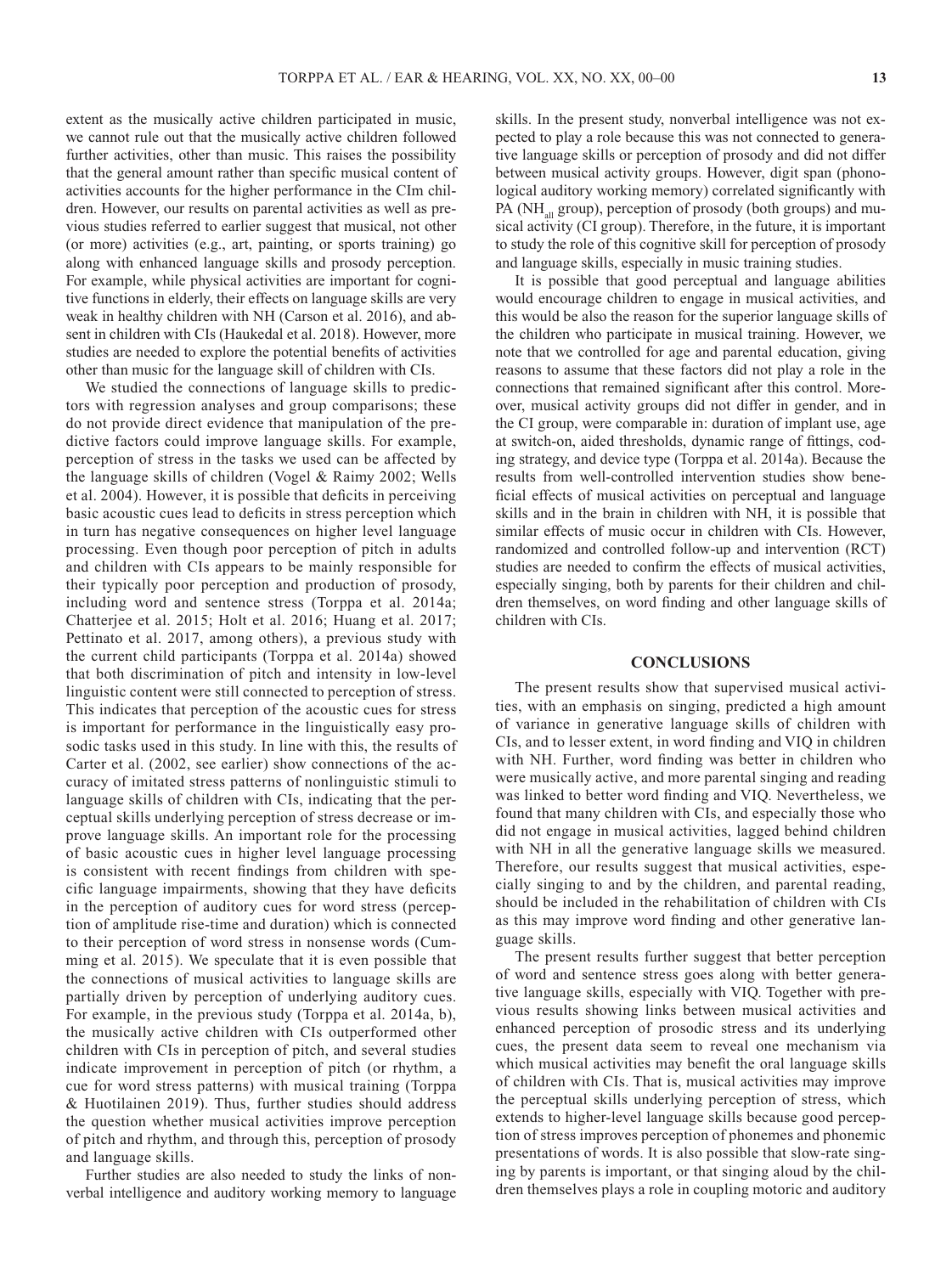extent as the musically active children participated in music, we cannot rule out that the musically active children followed further activities, other than music. This raises the possibility that the general amount rather than specific musical content of activities accounts for the higher performance in the CIm children. However, our results on parental activities as well as previous studies referred to earlier suggest that musical, not other (or more) activities (e.g., art, painting, or sports training) go along with enhanced language skills and prosody perception. For example, while physical activities are important for cognitive functions in elderly, their effects on language skills are very weak in healthy children with NH (Carson et al. 2016), and absent in children with CIs (Haukedal et al. 2018). However, more studies are needed to explore the potential benefits of activities other than music for the language skill of children with CIs.

We studied the connections of language skills to predictors with regression analyses and group comparisons; these do not provide direct evidence that manipulation of the predictive factors could improve language skills. For example, perception of stress in the tasks we used can be affected by the language skills of children (Vogel & Raimy 2002; Wells et al. 2004). However, it is possible that deficits in perceiving basic acoustic cues lead to deficits in stress perception which in turn has negative consequences on higher level language processing. Even though poor perception of pitch in adults and children with CIs appears to be mainly responsible for their typically poor perception and production of prosody, including word and sentence stress (Torppa et al. 2014a; Chatterjee et al. 2015; Holt et al. 2016; Huang et al. 2017; Pettinato et al. 2017, among others), a previous study with the current child participants (Torppa et al. 2014a) showed that both discrimination of pitch and intensity in low-level linguistic content were still connected to perception of stress. This indicates that perception of the acoustic cues for stress is important for performance in the linguistically easy prosodic tasks used in this study. In line with this, the results of Carter et al. (2002, see earlier) show connections of the accuracy of imitated stress patterns of nonlinguistic stimuli to language skills of children with CIs, indicating that the perceptual skills underlying perception of stress decrease or improve language skills. An important role for the processing of basic acoustic cues in higher level language processing is consistent with recent findings from children with specific language impairments, showing that they have deficits in the perception of auditory cues for word stress (perception of amplitude rise-time and duration) which is connected to their perception of word stress in nonsense words (Cumming et al. 2015). We speculate that it is even possible that the connections of musical activities to language skills are partially driven by perception of underlying auditory cues. For example, in the previous study (Torppa et al. 2014a, b), the musically active children with CIs outperformed other children with CIs in perception of pitch, and several studies indicate improvement in perception of pitch (or rhythm, a cue for word stress patterns) with musical training (Torppa & Huotilainen 2019). Thus, further studies should address the question whether musical activities improve perception of pitch and rhythm, and through this, perception of prosody and language skills.

Further studies are also needed to study the links of nonverbal intelligence and auditory working memory to language skills. In the present study, nonverbal intelligence was not expected to play a role because this was not connected to generative language skills or perception of prosody and did not differ between musical activity groups. However, digit span (phonological auditory working memory) correlated significantly with PA ($NH_{all}$ group), perception of prosody (both groups) and musical activity (CI group). Therefore, in the future, it is important to study the role of this cognitive skill for perception of prosody and language skills, especially in music training studies.

It is possible that good perceptual and language abilities would encourage children to engage in musical activities, and this would be also the reason for the superior language skills of the children who participate in musical training. However, we note that we controlled for age and parental education, giving reasons to assume that these factors did not play a role in the connections that remained significant after this control. Moreover, musical activity groups did not differ in gender, and in the CI group, were comparable in: duration of implant use, age at switch-on, aided thresholds, dynamic range of fittings, coding strategy, and device type (Torppa et al. 2014a). Because the results from well-controlled intervention studies show beneficial effects of musical activities on perceptual and language skills and in the brain in children with NH, it is possible that similar effects of music occur in children with CIs. However, randomized and controlled follow-up and intervention (RCT) studies are needed to confirm the effects of musical activities, especially singing, both by parents for their children and children themselves, on word finding and other language skills of children with CIs.

## CONCLUSIONS

The present results show that supervised musical activities, with an emphasis on singing, predicted a high amount of variance in generative language skills of children with CIs, and to lesser extent, in word finding and VIQ in children with NH. Further, word finding was better in children who were musically active, and more parental singing and reading was linked to better word finding and VIQ. Nevertheless, we found that many children with CIs, and especially those who did not engage in musical activities, lagged behind children with NH in all the generative language skills we measured. Therefore, our results suggest that musical activities, especially singing to and by the children, and parental reading, should be included in the rehabilitation of children with CIs as this may improve word finding and other generative language skills.

The present results further suggest that better perception of word and sentence stress goes along with better generative language skills, especially with VIQ. Together with previous results showing links between musical activities and enhanced perception of prosodic stress and its underlying cues, the present data seem to reveal one mechanism via which musical activities may benefit the oral language skills of children with CIs. That is, musical activities may improve the perceptual skills underlying perception of stress, which extends to higher-level language skills because good perception of stress improves perception of phonemes and phonemic presentations of words. It is also possible that slow-rate singing by parents is important, or that singing aloud by the children themselves plays a role in coupling motoric and auditory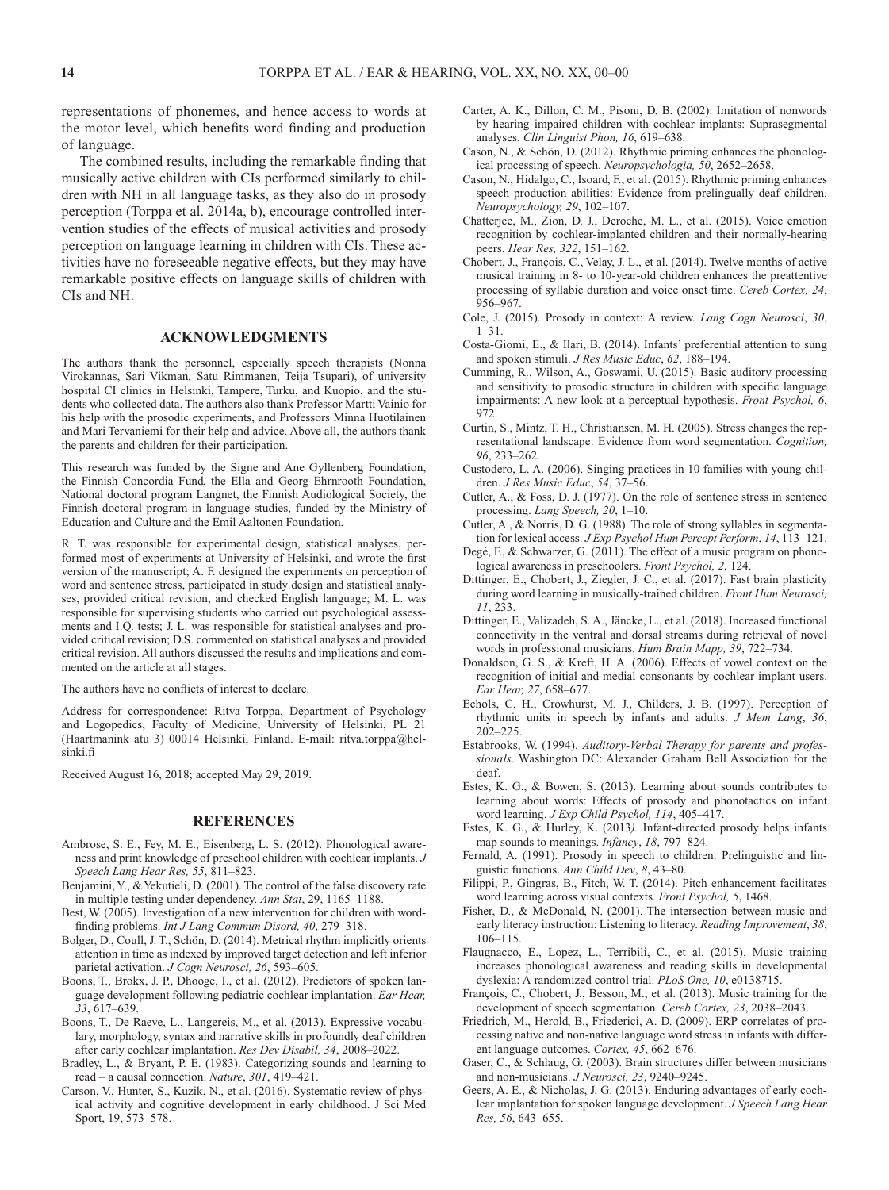representations of phonemes, and hence access to words at the motor level, which benefits word finding and production of language.

The combined results, including the remarkable finding that musically active children with CIs performed similarly to children with NH in all language tasks, as they also do in prosody perception (Torppa et al. 2014a, b), encourage controlled intervention studies of the effects of musical activities and prosody perception on language learning in children with CIs. These activities have no foreseeable negative effects, but they may have remarkable positive effects on language skills of children with CIs and NH.

## ACKNOWLEDGMENTS

The authors thank the personnel, especially speech therapists (Nonna Virokannas, Sari Vikman, Satu Rimmanen, Teija Tsupari), of university hospital CI clinics in Helsinki, Tampere, Turku, and Kuopio, and the students who collected data. The authors also thank Professor Martti Vainio for his help with the prosodic experiments, and Professors Minna Huotilainen and Mari Tervaniemi for their help and advice. Above all, the authors thank the parents and children for their participation.

This research was funded by the Signe and Ane Gyllenberg Foundation, the Finnish Concordia Fund, the Ella and Georg Ehrnrooth Foundation, National doctoral program Langnet, the Finnish Audiological Society, the Finnish doctoral program in language studies, funded by the Ministry of Education and Culture and the Emil Aaltonen Foundation.

R. T. was responsible for experimental design, statistical analyses, performed most of experiments at University of Helsinki, and wrote the first version of the manuscript; A. F. designed the experiments on perception of word and sentence stress, participated in study design and statistical analyses, provided critical revision, and checked English language; M. L. was responsible for supervising students who carried out psychological assessments and I.Q. tests; J. L. was responsible for statistical analyses and provided critical revision; D.S. commented on statistical analyses and provided critical revision. All authors discussed the results and implications and commented on the article at all stages.

The authors have no conflicts of interest to declare.

Address for correspondence: Ritva Torppa, Department of Psychology and Logopedics, Faculty of Medicine, University of Helsinki, PL 21 (Haartmanink atu 3) 00014 Helsinki, Finland. E-mail: ritva.torppa@helsinki.fi

Received August 16, 2018; accepted May 29, 2019.

## REFERENCES

Ambrose, S. E., Fey, M. E., Eisenberg, L. S. (2012). Phonological awareness and print knowledge of preschool children with cochlear implants. *J Speech Lang Hear Res, 55*, 811–823.

Benjamini, Y., & Yekutieli, D. (2001). The control of the false discovery rate in multiple testing under dependency. *Ann Stat*, 29, 1165–1188.

Best, W. (2005). Investigation of a new intervention for children with word-finding problems. *Int J Lang Commun Disord, 40*, 279–318.

Bolger, D., Coull, J. T., Schön, D. (2014). Metrical rhythm implicitly orients attention in time as indexed by improved target detection and left inferior parietal activation. *J Cogn Neurosci, 26*, 593–605.

Boons, T., Brokx, J. P., Dhooge, I., et al. (2012). Predictors of spoken language development following pediatric cochlear implantation. *Ear Hear, 33*, 617–639.

Boons, T., De Raeve, L., Langereis, M., et al. (2013). Expressive vocabulary, morphology, syntax and narrative skills in profoundly deaf children after early cochlear implantation. *Res Dev Disabil, 34*, 2008–2022.

Bradley, L., & Bryant, P. E. (1983). Categorizing sounds and learning to read – a causal connection. *Nature*, *301*, 419–421.

Carson, V., Hunter, S., Kuzik, N., et al. (2016). Systematic review of physical activity and cognitive development in early childhood. J Sci Med Sport, 19, 573–578.

Carter, A. K., Dillon, C. M., Pisoni, D. B. (2002). Imitation of nonwords by hearing impaired children with cochlear implants: Suprasegmental analyses. *Clin Linguist Phon, 16*, 619–638.

Cason, N., & Schön, D. (2012). Rhythmic priming enhances the phonological processing of speech. *Neuropsychologia, 50*, 2652–2658.

Cason, N., Hidalgo, C., Isoard, F., et al. (2015). Rhythmic priming enhances speech production abilities: Evidence from prelingually deaf children. *Neuropsychology, 29*, 102–107.

Chatterjee, M., Zion, D. J., Deroche, M. L., et al. (2015). Voice emotion recognition by cochlear-implanted children and their normally-hearing peers. *Hear Res, 322*, 151–162.

Chobert, J., François, C., Velay, J. L., et al. (2014). Twelve months of active musical training in 8- to 10-year-old children enhances the preattentive processing of syllabic duration and voice onset time. *Cereb Cortex, 24*, 956–967.

Cole, J. (2015). Prosody in context: A review. *Lang Cogn Neurosci*, *30*, 1–31.

Costa-Giomi, E., & Ilari, B. (2014). Infants' preferential attention to sung and spoken stimuli. *J Res Music Educ*, *62*, 188–194.

Cumming, R., Wilson, A., Goswami, U. (2015). Basic auditory processing and sensitivity to prosodic structure in children with specific language impairments: A new look at a perceptual hypothesis. *Front Psychol, 6*, 972.

Curtin, S., Mintz, T. H., Christiansen, M. H. (2005). Stress changes the representational landscape: Evidence from word segmentation. *Cognition, 96*, 233–262.

Custodero, L. A. (2006). Singing practices in 10 families with young children. *J Res Music Educ*, *54*, 37–56.

Cutler, A., & Foss, D. J. (1977). On the role of sentence stress in sentence processing. *Lang Speech, 20*, 1–10.

Cutler, A., & Norris, D. G. (1988). The role of strong syllables in segmentation for lexical access. *J Exp Psychol Hum Percept Perform*, *14*, 113–121.

Degé, F., & Schwarzer, G. (2011). The effect of a music program on phonological awareness in preschoolers. *Front Psychol, 2*, 124.

Dittinger, E., Chobert, J., Ziegler, J. C., et al. (2017). Fast brain plasticity during word learning in musically-trained children. *Front Hum Neurosci, 11*, 233.

Dittinger, E., Valizadeh, S. A., Jäncke, L., et al. (2018). Increased functional connectivity in the ventral and dorsal streams during retrieval of novel words in professional musicians. *Hum Brain Mapp, 39*, 722–734.

Donaldson, G. S., & Kreft, H. A. (2006). Effects of vowel context on the recognition of initial and medial consonants by cochlear implant users. *Ear Hear, 27*, 658–677.

Echols, C. H., Crowhurst, M. J., Childers, J. B. (1997). Perception of rhythmic units in speech by infants and adults. *J Mem Lang*, *36*, 202–225.

Estabrooks, W. (1994). *Auditory-Verbal Therapy for parents and professionals*. Washington DC: Alexander Graham Bell Association for the deaf.

Estes, K. G., & Bowen, S. (2013). Learning about sounds contributes to learning about words: Effects of prosody and phonotactics on infant word learning. *J Exp Child Psychol, 114*, 405–417.

Estes, K. G., & Hurley, K. (2013*).* Infant-directed prosody helps infants map sounds to meanings. *Infancy*, *18*, 797–824.

Fernald, A. (1991). Prosody in speech to children: Prelinguistic and linguistic functions. *Ann Child Dev*, *8*, 43–80.

Filippi, P., Gingras, B., Fitch, W. T. (2014). Pitch enhancement facilitates word learning across visual contexts. *Front Psychol, 5*, 1468.

Fisher, D., & McDonald, N. (2001). The intersection between music and early literacy instruction: Listening to literacy. *Reading Improvement*, *38*, 106–115.

Flaugnacco, E., Lopez, L., Terribili, C., et al. (2015). Music training increases phonological awareness and reading skills in developmental dyslexia: A randomized control trial. *PLoS One, 10*, e0138715.

François, C., Chobert, J., Besson, M., et al. (2013). Music training for the development of speech segmentation. *Cereb Cortex, 23*, 2038–2043.

Friedrich, M., Herold, B., Friederici, A. D. (2009). ERP correlates of processing native and non-native language word stress in infants with different language outcomes. *Cortex, 45*, 662–676.

Gaser, C., & Schlaug, G. (2003). Brain structures differ between musicians and non-musicians. *J Neurosci, 23*, 9240–9245.

Geers, A. E., & Nicholas, J. G. (2013). Enduring advantages of early cochlear implantation for spoken language development. *J Speech Lang Hear Res, 56*, 643–655.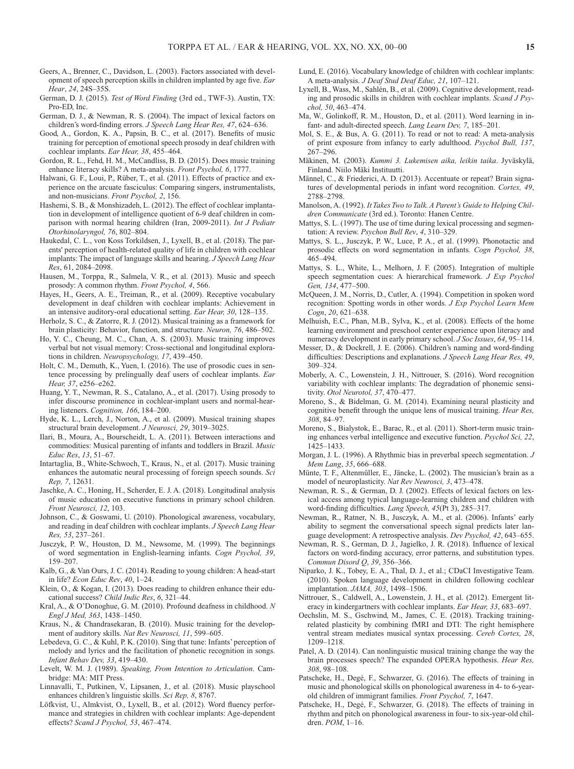Geers, A., Brenner, C., Davidson, L. (2003). Factors associated with development of speech perception skills in children implanted by age five. *Ear Hear*, *24*, 24S–35S.

German, D. J. (2015). *Test of Word Finding* (3rd ed., TWF-3). Austin, TX: Pro-ED, Inc.

German, D. J., & Newman, R. S. (2004). The impact of lexical factors on children's word-finding errors. *J Speech Lang Hear Res, 47*, 624–636.

Good, A., Gordon, K. A., Papsin, B. C., et al. (2017). Benefits of music training for perception of emotional speech prosody in deaf children with cochlear implants. *Ear Hear, 38*, 455–464.

Gordon, R. L., Fehd, H. M., McCandliss, B. D. (2015). Does music training enhance literacy skills? A meta-analysis. *Front Psychol, 6*, 1777.

Halwani, G. F., Loui, P., Rüber, T., et al. (2011). Effects of practice and experience on the arcuate fasciculus: Comparing singers, instrumentalists, and non-musicians. *Front Psychol, 2*, 156.

Hashemi, S. B., & Monshizadeh, L. (2012). The effect of cochlear implantation in development of intelligence quotient of 6-9 deaf children in comparison with normal hearing children (Iran, 2009-2011). *Int J Pediatr Otorhinolaryngol, 76*, 802–804.

Haukedal, C. L., von Koss Torkildsen, J., Lyxell, B., et al. (2018). The parents' perception of health-related quality of life in children with cochlear implants: The impact of language skills and hearing. *J Speech Lang Hear Res*, 61, 2084–2098.

Hausen, M., Torppa, R., Salmela, V. R., et al. (2013). Music and speech prosody: A common rhythm. *Front Psychol, 4*, 566.

Hayes, H., Geers, A. E., Treiman, R., et al. (2009). Receptive vocabulary development in deaf children with cochlear implants: Achievement in an intensive auditory-oral educational setting. *Ear Hear, 30*, 128–135.

Herholz, S. C., & Zatorre, R. J. (2012). Musical training as a framework for brain plasticity: Behavior, function, and structure. *Neuron, 76*, 486–502.

Ho, Y. C., Cheung, M. C., Chan, A. S. (2003). Music training improves verbal but not visual memory: Cross-sectional and longitudinal explorations in children. *Neuropsychology, 17*, 439–450.

Holt, C. M., Demuth, K., Yuen, I. (2016). The use of prosodic cues in sentence processing by prelingually deaf users of cochlear implants. *Ear Hear, 37*, e256–e262.

Huang, Y. T., Newman, R. S., Catalano, A., et al. (2017). Using prosody to infer discourse prominence in cochlear-implant users and normal-hearing listeners. *Cognition, 166*, 184–200.

Hyde, K. L., Lerch, J., Norton, A., et al. (2009). Musical training shapes structural brain development. *J Neurosci, 29*, 3019–3025.

Ilari, B., Moura, A., Bourscheidt, L. A. (2011). Between interactions and commodities: Musical parenting of infants and toddlers in Brazil. *Music Educ Res*, *13*, 51–67.

Intartaglia, B., White-Schwoch, T., Kraus, N., et al. (2017). Music training enhances the automatic neural processing of foreign speech sounds. *Sci Rep, 7*, 12631.

Jaschke, A. C., Honing, H., Scherder, E. J. A. (2018). Longitudinal analysis of music education on executive functions in primary school children. *Front Neurosci, 12*, 103.

Johnson, C., & Goswami, U. (2010). Phonological awareness, vocabulary, and reading in deaf children with cochlear implants. *J Speech Lang Hear Res, 53*, 237–261.

Jusczyk, P. W., Houston, D. M., Newsome, M. (1999). The beginnings of word segmentation in English-learning infants. *Cogn Psychol, 39*, 159–207.

Kalb, G., & Van Ours, J. C. (2014). Reading to young children: A head-start in life? *Econ Educ Rev*, *40*, 1–24.

Klein, O., & Kogan, I. (2013). Does reading to children enhance their educational success? *Child Indic Res*, *6*, 321–44.

Kral, A., & O'Donoghue, G. M. (2010). Profound deafness in childhood. *N Engl J Med, 363*, 1438–1450.

Kraus, N., & Chandrasekaran, B. (2010). Music training for the development of auditory skills. *Nat Rev Neurosci, 11*, 599–605.

Lebedeva, G. C., & Kuhl, P. K. (2010). Sing that tune: Infants' perception of melody and lyrics and the facilitation of phonetic recognition in songs. *Infant Behav Dev, 33*, 419–430.

Levelt, W. M. J. (1989). *Speaking, From Intention to Articulation*. Cambridge: MA: MIT Press.

Linnavalli, T., Putkinen, V., Lipsanen, J., et al. (2018). Music playschool enhances children's linguistic skills. *Sci Rep, 8*, 8767.

Löfkvist, U., Almkvist, O., Lyxell, B., et al. (2012). Word fluency performance and strategies in children with cochlear implants: Age-dependent effects? *Scand J Psychol, 53*, 467–474.

Lund, E. (2016). Vocabulary knowledge of children with cochlear implants: A meta-analysis. *J Deaf Stud Deaf Educ, 21*, 107–121.

Lyxell, B., Wass, M., Sahlén, B., et al. (2009). Cognitive development, reading and prosodic skills in children with cochlear implants. *Scand J Psychol, 50*, 463–474.

Ma, W., Golinkoff, R. M., Houston, D., et al. (2011). Word learning in infant- and adult-directed speech. *Lang Learn Dev, 7*, 185–201.

Mol, S. E., & Bus, A. G. (2011). To read or not to read: A meta-analysis of print exposure from infancy to early adulthood. *Psychol Bull, 137*, 267–296.

Mäkinen, M. (2003). *Kummi 3. Lukemisen aika, leikin taika*. Jyväskylä, Finland. Niilo Mäki Instituutti.

Männel, C., & Friederici, A. D. (2013). Accentuate or repeat? Brain signatures of developmental periods in infant word recognition. *Cortex, 49*, 2788–2798.

Manolson, A. (1992). *It Takes Two to Talk. A Parent's Guide to Helping Children Communicate* (3rd ed.). Toronto: Hanen Centre.

Mattys, S. L. (1997). The use of time during lexical processing and segmentation: A review. *Psychon Bull Rev*, *4*, 310–329.

Mattys, S. L., Jusczyk, P. W., Luce, P. A., et al. (1999). Phonotactic and prosodic effects on word segmentation in infants. *Cogn Psychol, 38*, 465–494.

Mattys, S. L., White, L., Melhorn, J. F. (2005). Integration of multiple speech segmentation cues: A hierarchical framework. *J Exp Psychol Gen, 134*, 477–500.

McQueen, J. M., Norris, D., Cutler, A. (1994). Competition in spoken word recognition: Spotting words in other words. *J Exp Psychol Learn Mem Cogn*, *20*, 621–638.

Melhuish, E.C., Phan, M.B., Sylva, K., et al. (2008). Effects of the home learning environment and preschool center experience upon literacy and numeracy development in early primary school. *J Soc Issues*, *64*, 95–114.

Messer, D., & Dockrell, J. E. (2006). Children's naming and word-finding difficulties: Descriptions and explanations. *J Speech Lang Hear Res, 49*, 309–324.

Moberly, A. C., Lowenstein, J. H., Nittrouer, S. (2016). Word recognition variability with cochlear implants: The degradation of phonemic sensitivity. *Otol Neurotol, 37*, 470–477.

Moreno, S., & Bidelman, G. M. (2014). Examining neural plasticity and cognitive benefit through the unique lens of musical training. *Hear Res, 308*, 84–97.

Moreno, S., Bialystok, E., Barac, R., et al. (2011). Short-term music training enhances verbal intelligence and executive function. *Psychol Sci, 22*, 1425–1433.

Morgan, J. L. (1996). A Rhythmic bias in preverbal speech segmentation. *J Mem Lang*, *35*, 666–688.

Münte, T. F., Altenmüller, E., Jäncke, L. (2002). The musician's brain as a model of neuroplasticity. *Nat Rev Neurosci, 3*, 473–478.

Newman, R. S., & German, D. J. (2002). Effects of lexical factors on lexical access among typical language-learning children and children with word-finding difficulties. *Lang Speech, 45*(Pt 3), 285–317.

Newman, R., Ratner, N. B., Jusczyk, A. M., et al. (2006). Infants' early ability to segment the conversational speech signal predicts later language development: A retrospective analysis. *Dev Psychol, 42*, 643–655.

Newman, R. S., German, D. J., Jagielko, J. R. (2018). Influence of lexical factors on word-finding accuracy, error patterns, and substitution types. *Commun Disord Q*, *39*, 356–366.

Niparko, J. K., Tobey, E. A., Thal, D. J., et al.; CDaCI Investigative Team. (2010). Spoken language development in children following cochlear implantation. *JAMA, 303*, 1498–1506.

Nittrouer, S., Caldwell, A., Lowenstein, J. H., et al. (2012). Emergent literacy in kindergartners with cochlear implants. *Ear Hear, 33*, 683–697.

Oechslin, M. S., Gschwind, M., James, C. E. (2018). Tracking training-related plasticity by combining fMRI and DTI: The right hemisphere ventral stream mediates musical syntax processing. *Cereb Cortex, 28*, 1209–1218.

Patel, A. D. (2014). Can nonlinguistic musical training change the way the brain processes speech? The expanded OPERA hypothesis. *Hear Res, 308*, 98–108.

Patscheke, H., Degé, F., Schwarzer, G. (2016). The effects of training in music and phonological skills on phonological awareness in 4- to 6-year-old children of immigrant families. *Front Psychol, 7*, 1647.

Patscheke, H., Degé, F., Schwarzer, G. (2018). The effects of training in rhythm and pitch on phonological awareness in four- to six-year-old children. *POM*, 1–16.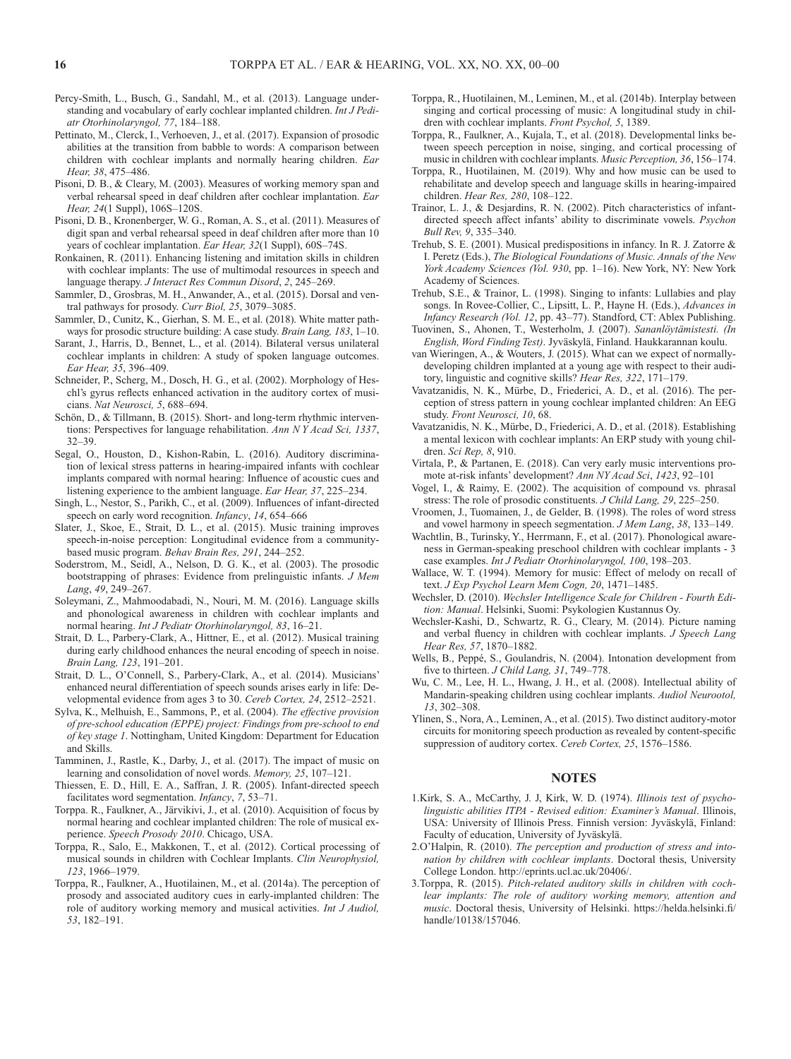Percy-Smith, L., Busch, G., Sandahl, M., et al. (2013). Language understanding and vocabulary of early cochlear implanted children. *Int J Pediatr Otorhinolaryngol, 77*, 184–188.

Pettinato, M., Clerck, I., Verhoeven, J., et al. (2017). Expansion of prosodic abilities at the transition from babble to words: A comparison between children with cochlear implants and normally hearing children. *Ear Hear, 38*, 475–486.

Pisoni, D. B., & Cleary, M. (2003). Measures of working memory span and verbal rehearsal speed in deaf children after cochlear implantation. *Ear Hear, 24*(1 Suppl), 106S–120S.

Pisoni, D. B., Kronenberger, W. G., Roman, A. S., et al. (2011). Measures of digit span and verbal rehearsal speed in deaf children after more than 10 years of cochlear implantation. *Ear Hear, 32*(1 Suppl), 60S–74S.

Ronkainen, R. (2011). Enhancing listening and imitation skills in children with cochlear implants: The use of multimodal resources in speech and language therapy. *J Interact Res Commun Disord*, *2*, 245–269.

Sammler, D., Grosbras, M. H., Anwander, A., et al. (2015). Dorsal and ventral pathways for prosody. *Curr Biol, 25*, 3079–3085.

Sammler, D., Cunitz, K., Gierhan, S. M. E., et al. (2018). White matter pathways for prosodic structure building: A case study. *Brain Lang, 183*, 1–10.

Sarant, J., Harris, D., Bennet, L., et al. (2014). Bilateral versus unilateral cochlear implants in children: A study of spoken language outcomes. *Ear Hear, 35*, 396–409.

Schneider, P., Scherg, M., Dosch, H. G., et al. (2002). Morphology of Heschl's gyrus reflects enhanced activation in the auditory cortex of musicians. *Nat Neurosci, 5*, 688–694.

Schön, D., & Tillmann, B. (2015). Short- and long-term rhythmic interventions: Perspectives for language rehabilitation. *Ann N Y Acad Sci, 1337*, 32–39.

Segal, O., Houston, D., Kishon-Rabin, L. (2016). Auditory discrimination of lexical stress patterns in hearing-impaired infants with cochlear implants compared with normal hearing: Influence of acoustic cues and listening experience to the ambient language. *Ear Hear, 37*, 225–234.

Singh, L., Nestor, S., Parikh, C., et al. (2009). Influences of infant-directed speech on early word recognition. *Infancy*, *14*, 654–666

Slater, J., Skoe, E., Strait, D. L., et al. (2015). Music training improves speech-in-noise perception: Longitudinal evidence from a community-based music program. *Behav Brain Res, 291*, 244–252.

Soderstrom, M., Seidl, A., Nelson, D. G. K., et al. (2003). The prosodic bootstrapping of phrases: Evidence from prelinguistic infants. *J Mem Lang*, *49*, 249–267.

Soleymani, Z., Mahmoodabadi, N., Nouri, M. M. (2016). Language skills and phonological awareness in children with cochlear implants and normal hearing. *Int J Pediatr Otorhinolaryngol, 83*, 16–21.

Strait, D. L., Parbery-Clark, A., Hittner, E., et al. (2012). Musical training during early childhood enhances the neural encoding of speech in noise. *Brain Lang, 123*, 191–201.

Strait, D. L., O'Connell, S., Parbery-Clark, A., et al. (2014). Musicians' enhanced neural differentiation of speech sounds arises early in life: Developmental evidence from ages 3 to 30. *Cereb Cortex, 24*, 2512–2521.

Sylva, K., Melhuish, E., Sammons, P., et al. (2004). *The effective provision of pre-school education (EPPE) project: Findings from pre-school to end of key stage 1*. Nottingham, United Kingdom: Department for Education and Skills.

Tamminen, J., Rastle, K., Darby, J., et al. (2017). The impact of music on learning and consolidation of novel words. *Memory, 25*, 107–121.

Thiessen, E. D., Hill, E. A., Saffran, J. R. (2005). Infant-directed speech facilitates word segmentation. *Infancy*, *7*, 53–71.

Torppa. R., Faulkner, A., Järvikivi, J., et al. (2010). Acquisition of focus by normal hearing and cochlear implanted children: The role of musical experience. *Speech Prosody 2010*. Chicago, USA.

Torppa, R., Salo, E., Makkonen, T., et al. (2012). Cortical processing of musical sounds in children with Cochlear Implants. *Clin Neurophysiol, 123*, 1966–1979.

Torppa, R., Faulkner, A., Huotilainen, M., et al. (2014a). The perception of prosody and associated auditory cues in early-implanted children: The role of auditory working memory and musical activities. *Int J Audiol, 53*, 182–191.

Torppa, R., Huotilainen, M., Leminen, M., et al. (2014b). Interplay between singing and cortical processing of music: A longitudinal study in children with cochlear implants. *Front Psychol, 5*, 1389.

Torppa, R., Faulkner, A., Kujala, T., et al. (2018). Developmental links between speech perception in noise, singing, and cortical processing of music in children with cochlear implants. *Music Perception, 36*, 156–174.

Torppa, R., Huotilainen, M. (2019). Why and how music can be used to rehabilitate and develop speech and language skills in hearing-impaired children. *Hear Res, 280*, 108–122.

Trainor, L. J., & Desjardins, R. N. (2002). Pitch characteristics of infant-directed speech affect infants' ability to discriminate vowels. *Psychon Bull Rev, 9*, 335–340.

Trehub, S. E. (2001). Musical predispositions in infancy. In R. J. Zatorre & I. Peretz (Eds.), *The Biological Foundations of Music. Annals of the New York Academy Sciences (Vol. 930*, pp. 1–16). New York, NY: New York Academy of Sciences.

Trehub, S.E., & Trainor, L. (1998). Singing to infants: Lullabies and play songs. In Rovee-Collier, C., Lipsitt, L. P., Hayne H. (Eds.), *Advances in Infancy Research (Vol. 12*, pp. 43–77). Standford, CT: Ablex Publishing.

Tuovinen, S., Ahonen, T., Westerholm, J. (2007). *Sananlöytämistesti. (In English, Word Finding Test)*. Jyväskylä, Finland. Haukkarannan koulu.

van Wieringen, A., & Wouters, J. (2015). What can we expect of normally-developing children implanted at a young age with respect to their auditory, linguistic and cognitive skills? *Hear Res, 322*, 171–179.

Vavatzanidis, N. K., Mürbe, D., Friederici, A. D., et al. (2016). The perception of stress pattern in young cochlear implanted children: An EEG study. *Front Neurosci, 10*, 68.

Vavatzanidis, N. K., Mürbe, D., Friederici, A. D., et al. (2018). Establishing a mental lexicon with cochlear implants: An ERP study with young children. *Sci Rep, 8*, 910.

Virtala, P., & Partanen, E. (2018). Can very early music interventions promote at-risk infants' development? *Ann NY Acad Sci*, *1423*, 92–101

Vogel, I., & Raimy, E. (2002). The acquisition of compound vs. phrasal stress: The role of prosodic constituents. *J Child Lang, 29*, 225–250.

Vroomen, J., Tuomainen, J., de Gelder, B. (1998). The roles of word stress and vowel harmony in speech segmentation. *J Mem Lang*, *38*, 133–149.

Wachtlin, B., Turinsky, Y., Herrmann, F., et al. (2017). Phonological awareness in German-speaking preschool children with cochlear implants - 3 case examples. *Int J Pediatr Otorhinolaryngol, 100*, 198–203.

Wallace, W. T. (1994). Memory for music: Effect of melody on recall of text. *J Exp Psychol Learn Mem Cogn, 20*, 1471–1485.

Wechsler, D. (2010). *Wechsler Intelligence Scale for Children - Fourth Edition: Manual*. Helsinki, Suomi: Psykologien Kustannus Oy.

Wechsler-Kashi, D., Schwartz, R. G., Cleary, M. (2014). Picture naming and verbal fluency in children with cochlear implants. *J Speech Lang Hear Res, 57*, 1870–1882.

Wells, B., Peppé, S., Goulandris, N. (2004). Intonation development from five to thirteen. *J Child Lang, 31*, 749–778.

Wu, C. M., Lee, H. L., Hwang, J. H., et al. (2008). Intellectual ability of Mandarin-speaking children using cochlear implants. *Audiol Neurootol, 13*, 302–308.

Ylinen, S., Nora, A., Leminen, A., et al. (2015). Two distinct auditory-motor circuits for monitoring speech production as revealed by content-specific suppression of auditory cortex. *Cereb Cortex, 25*, 1576–1586.

## NOTES

1. Kirk, S. A., McCarthy, J. J, Kirk, W. D. (1974). *Illinois test of psycholinguistic abilities ITPA - Revised edition: Examiner's Manual*. Illinois, USA: University of Illinois Press. Finnish version: Jyväskylä, Finland: Faculty of education, University of Jyväskylä.
2. O'Halpin, R. (2010). *The perception and production of stress and intonation by children with cochlear implants*. Doctoral thesis, University College London. http://eprints.ucl.ac.uk/20406/.
3. Torppa, R. (2015). *Pitch-related auditory skills in children with cochlear implants: The role of auditory working memory, attention and music*. Doctoral thesis, University of Helsinki. https://helda.helsinki.fi/handle/10138/157046.